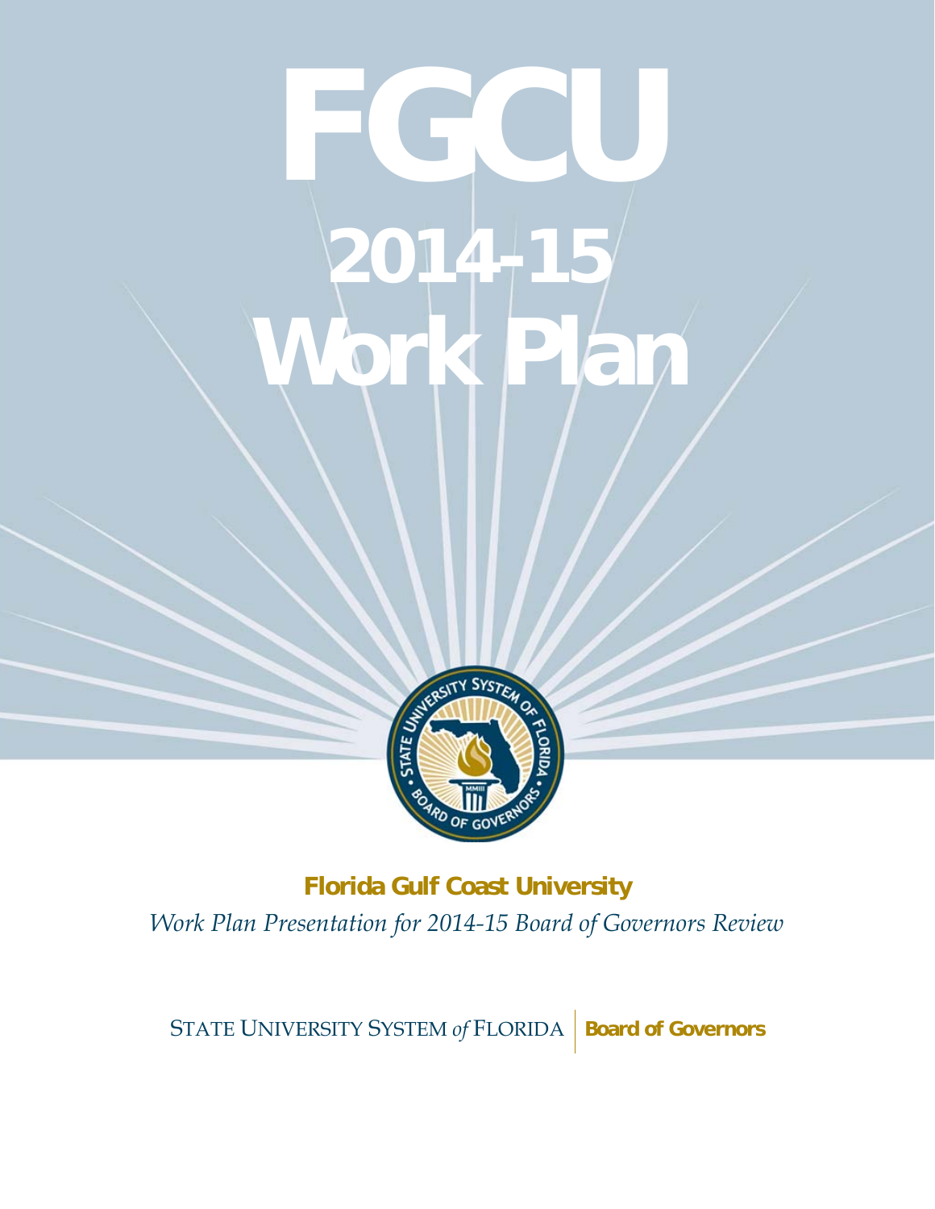# FGCU

# 2014-15 Work Plan

**Florida Gulf Coast University**

*Work Plan Presentation for 2014-15 Board of Governors Review*

STATE UNIVERSITY SYSTEM *of* FLORIDA | **Board of Governors**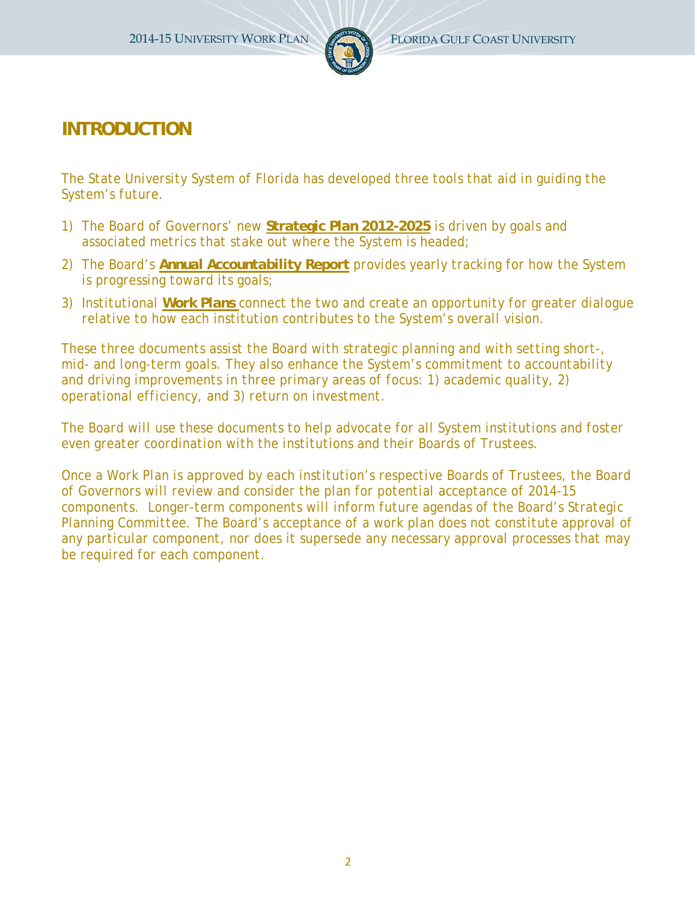# INTRODUCTION

The State University System of Florida has developed three tools that aid in guiding the System's future.

1) The Board of Governors' new **Strategic Plan 2012-2025** is driven by goals and associated metrics that stake out where the System is headed;
2) The Board's **Annual Accountability Report** provides yearly tracking for how the System is progressing toward its goals;
3) Institutional **Work Plans** connect the two and create an opportunity for greater dialogue relative to how each institution contributes to the System's overall vision.

These three documents assist the Board with strategic planning and with setting short-, mid- and long-term goals. They also enhance the System's commitment to accountability and driving improvements in three primary areas of focus: 1) academic quality, 2) operational efficiency, and 3) return on investment.

The Board will use these documents to help advocate for all System institutions and foster even greater coordination with the institutions and their Boards of Trustees.

Once a Work Plan is approved by each institution's respective Boards of Trustees, the Board of Governors will review and consider the plan for potential acceptance of 2014-15 components. Longer-term components will inform future agendas of the Board's Strategic Planning Committee. The Board's acceptance of a work plan does not constitute approval of any particular component, nor does it supersede any necessary approval processes that may be required for each component.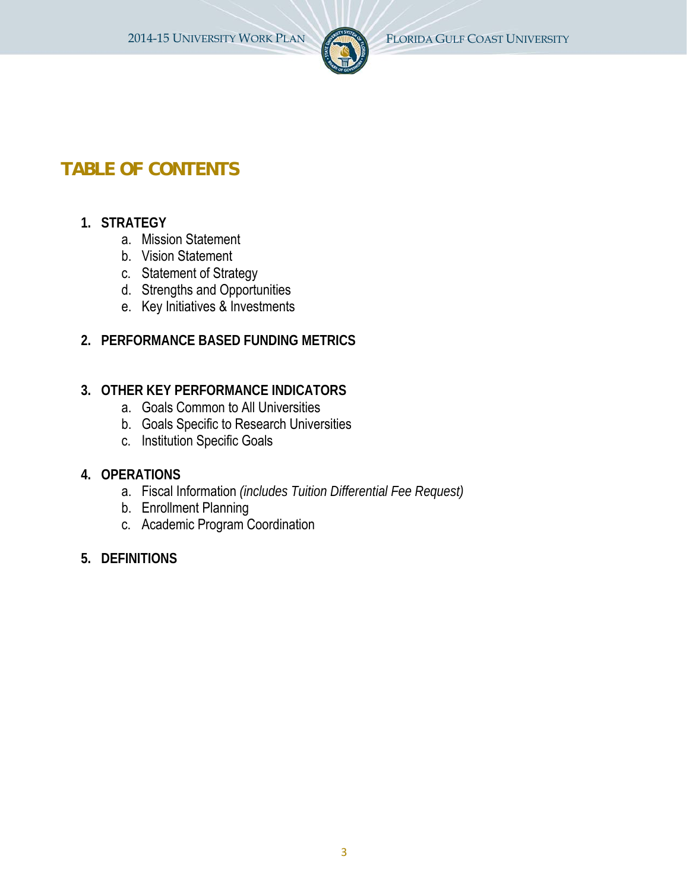# TABLE OF CONTENTS

1. **STRATEGY**
    a. Mission Statement
    b. Vision Statement
    c. Statement of Strategy
    d. Strengths and Opportunities
    e. Key Initiatives & Investments

2. **PERFORMANCE BASED FUNDING METRICS**

3. **OTHER KEY PERFORMANCE INDICATORS**
    a. Goals Common to All Universities
    b. Goals Specific to Research Universities
    c. Institution Specific Goals

4. **OPERATIONS**
    a. Fiscal Information *(includes Tuition Differential Fee Request)*
    b. Enrollment Planning
    c. Academic Program Coordination

5. **DEFINITIONS**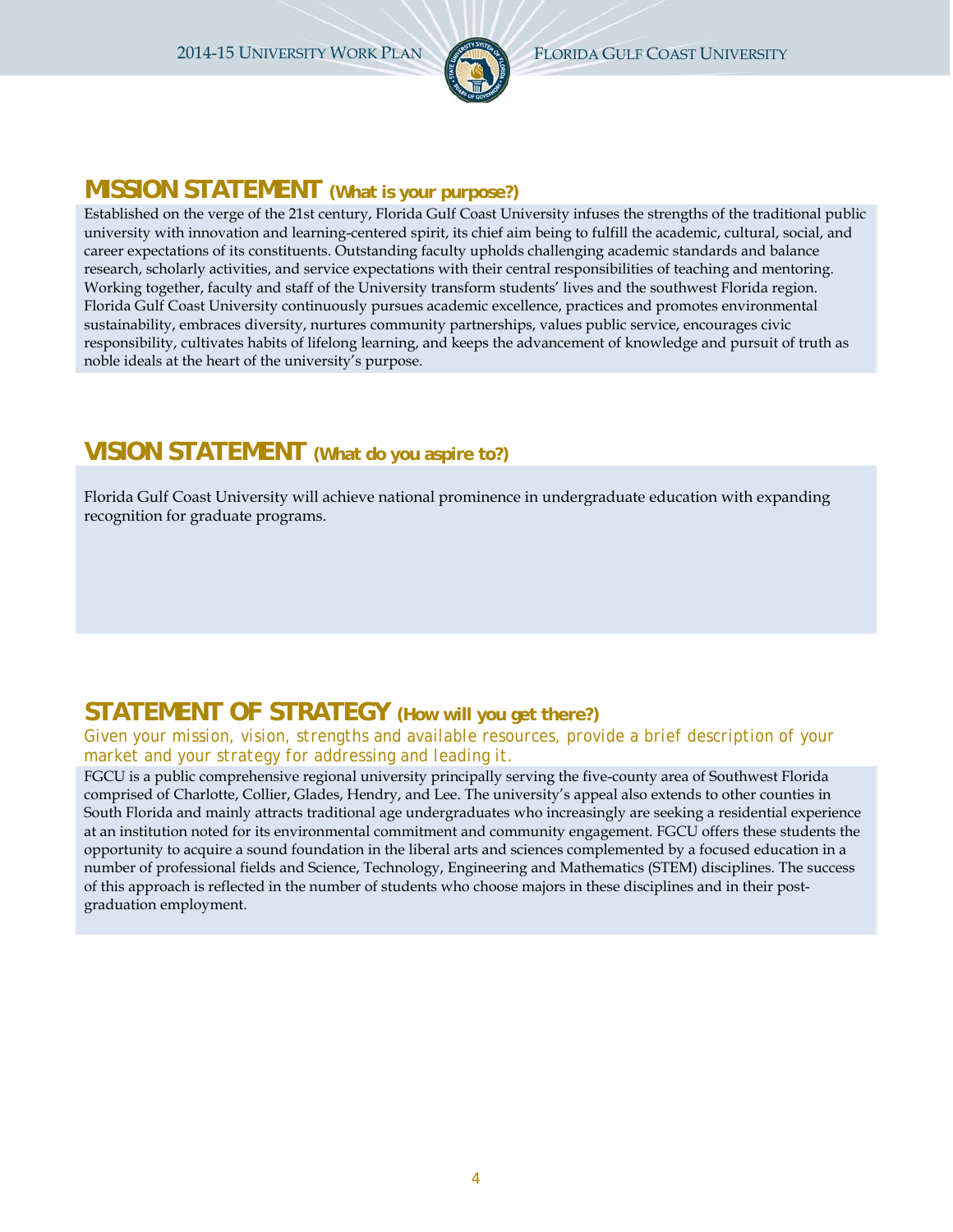## MISSION STATEMENT (What is your purpose?)

Established on the verge of the 21st century, Florida Gulf Coast University infuses the strengths of the traditional public university with innovation and learning-centered spirit, its chief aim being to fulfill the academic, cultural, social, and career expectations of its constituents. Outstanding faculty upholds challenging academic standards and balance research, scholarly activities, and service expectations with their central responsibilities of teaching and mentoring. Working together, faculty and staff of the University transform students' lives and the southwest Florida region. Florida Gulf Coast University continuously pursues academic excellence, practices and promotes environmental sustainability, embraces diversity, nurtures community partnerships, values public service, encourages civic responsibility, cultivates habits of lifelong learning, and keeps the advancement of knowledge and pursuit of truth as noble ideals at the heart of the university's purpose.

## VISION STATEMENT (What do you aspire to?)

Florida Gulf Coast University will achieve national prominence in undergraduate education with expanding recognition for graduate programs.

## STATEMENT OF STRATEGY (How will you get there?)

*Given your mission, vision, strengths and available resources, provide a brief description of your market and your strategy for addressing and leading it.*

FGCU is a public comprehensive regional university principally serving the five-county area of Southwest Florida comprised of Charlotte, Collier, Glades, Hendry, and Lee. The university's appeal also extends to other counties in South Florida and mainly attracts traditional age undergraduates who increasingly are seeking a residential experience at an institution noted for its environmental commitment and community engagement. FGCU offers these students the opportunity to acquire a sound foundation in the liberal arts and sciences complemented by a focused education in a number of professional fields and Science, Technology, Engineering and Mathematics (STEM) disciplines. The success of this approach is reflected in the number of students who choose majors in these disciplines and in their post-graduation employment.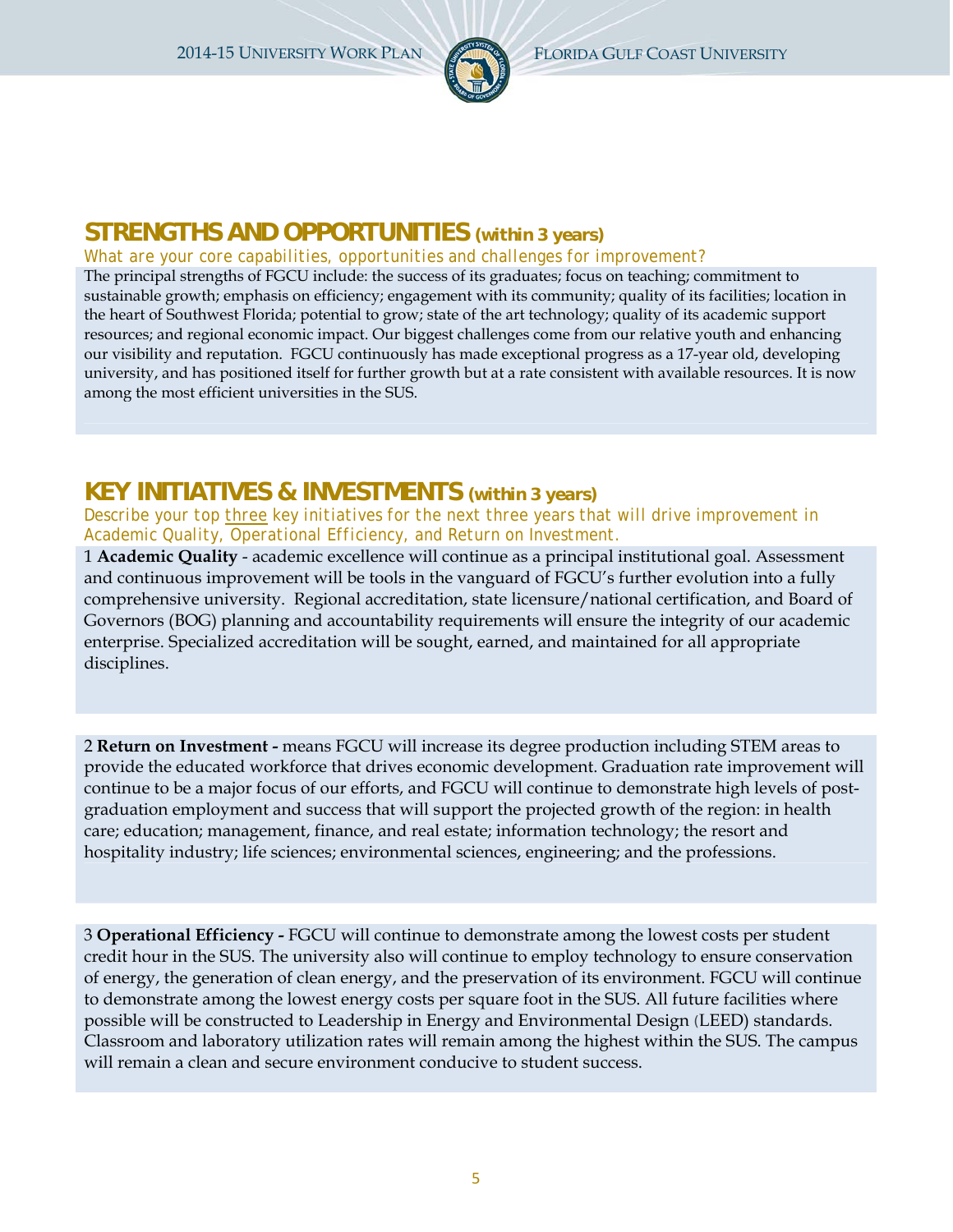## STRENGTHS AND OPPORTUNITIES *(within 3 years)*

*What are your core capabilities, opportunities and challenges for improvement?*

The principal strengths of FGCU include: the success of its graduates; focus on teaching; commitment to sustainable growth; emphasis on efficiency; engagement with its community; quality of its facilities; location in the heart of Southwest Florida; potential to grow; state of the art technology; quality of its academic support resources; and regional economic impact. Our biggest challenges come from our relative youth and enhancing our visibility and reputation. FGCU continuously has made exceptional progress as a 17-year old, developing university, and has positioned itself for further growth but at a rate consistent with available resources. It is now among the most efficient universities in the SUS.

## KEY INITIATIVES & INVESTMENTS *(within 3 years)*

*Describe your top three key initiatives for the next three years that will drive improvement in Academic Quality, Operational Efficiency, and Return on Investment.*

1 **Academic Quality** - academic excellence will continue as a principal institutional goal. Assessment and continuous improvement will be tools in the vanguard of FGCU's further evolution into a fully comprehensive university. Regional accreditation, state licensure/national certification, and Board of Governors (BOG) planning and accountability requirements will ensure the integrity of our academic enterprise. Specialized accreditation will be sought, earned, and maintained for all appropriate disciplines.

2 **Return on Investment -** means FGCU will increase its degree production including STEM areas to provide the educated workforce that drives economic development. Graduation rate improvement will continue to be a major focus of our efforts, and FGCU will continue to demonstrate high levels of post-graduation employment and success that will support the projected growth of the region: in health care; education; management, finance, and real estate; information technology; the resort and hospitality industry; life sciences; environmental sciences, engineering; and the professions.

3 **Operational Efficiency -** FGCU will continue to demonstrate among the lowest costs per student credit hour in the SUS. The university also will continue to employ technology to ensure conservation of energy, the generation of clean energy, and the preservation of its environment. FGCU will continue to demonstrate among the lowest energy costs per square foot in the SUS. All future facilities where possible will be constructed to Leadership in Energy and Environmental Design (LEED) standards. Classroom and laboratory utilization rates will remain among the highest within the SUS. The campus will remain a clean and secure environment conducive to student success.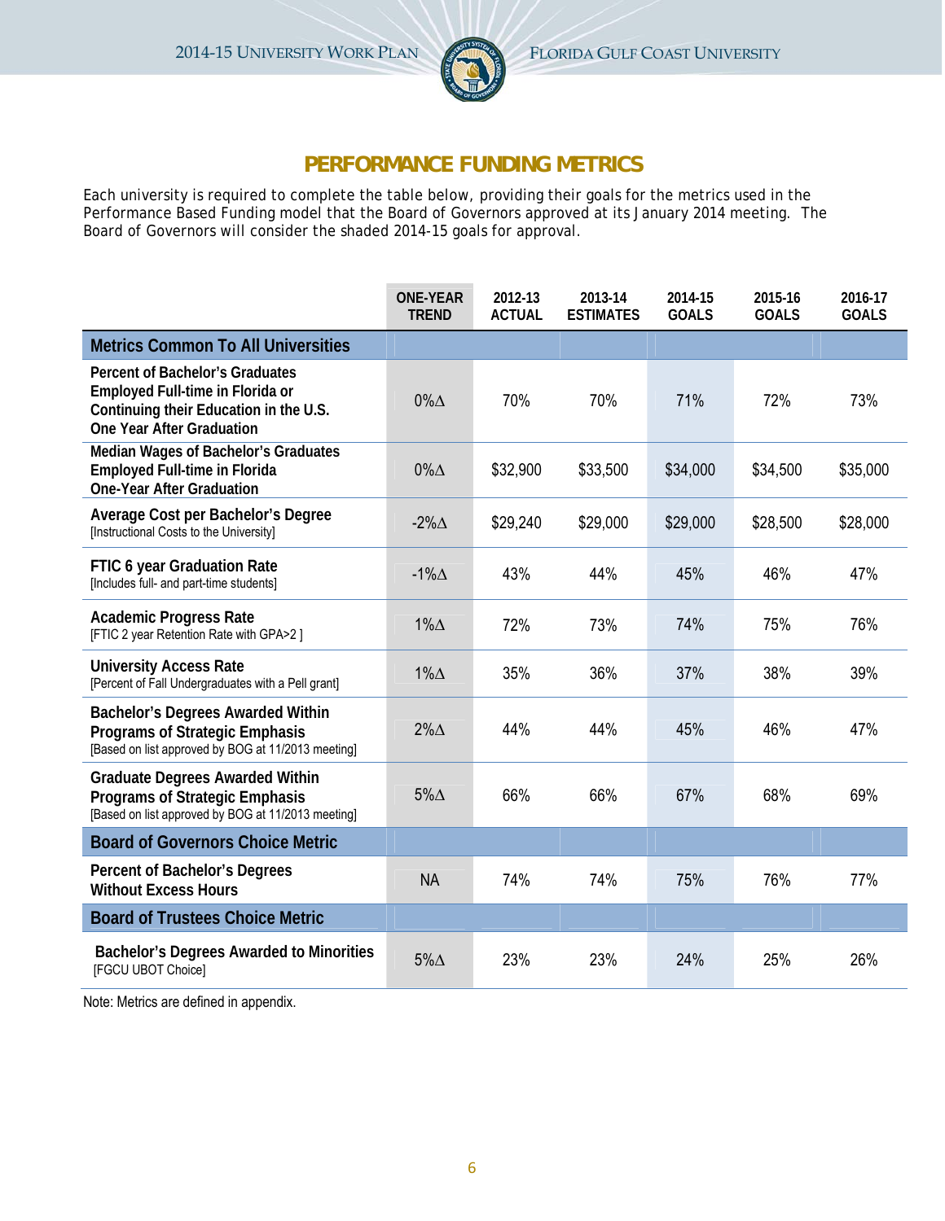# PERFORMANCE FUNDING METRICS

Each university is required to complete the table below, providing their goals for the metrics used in the Performance Based Funding model that the Board of Governors approved at its January 2014 meeting. The Board of Governors will consider the shaded 2014-15 goals for approval.

| | ONE-YEAR TREND | 2012-13 ACTUAL | 2013-14 ESTIMATES | 2014-15 GOALS | 2015-16 GOALS | 2016-17 GOALS |
|---|---|---|---|---|---|---|
| **Metrics Common To All Universities** | | | | | | |
| **Percent of Bachelor's Graduates Employed Full-time in Florida or Continuing their Education in the U.S. One Year After Graduation** | 0%∆ | 70% | 70% | 71% | 72% | 73% |
| **Median Wages of Bachelor's Graduates Employed Full-time in Florida One-Year After Graduation** | 0%∆ | $32,900 | $33,500 | $34,000 | $34,500 | $35,000 |
| **Average Cost per Bachelor's Degree** [Instructional Costs to the University] | -2%∆ | $29,240 | $29,000 | $29,000 | $28,500 | $28,000 |
| **FTIC 6 year Graduation Rate** [Includes full- and part-time students] | -1%∆ | 43% | 44% | 45% | 46% | 47% |
| **Academic Progress Rate** [FTIC 2 year Retention Rate with GPA>2 ] | 1%∆ | 72% | 73% | 74% | 75% | 76% |
| **University Access Rate** [Percent of Fall Undergraduates with a Pell grant] | 1%∆ | 35% | 36% | 37% | 38% | 39% |
| **Bachelor's Degrees Awarded Within Programs of Strategic Emphasis** [Based on list approved by BOG at 11/2013 meeting] | 2%∆ | 44% | 44% | 45% | 46% | 47% |
| **Graduate Degrees Awarded Within Programs of Strategic Emphasis** [Based on list approved by BOG at 11/2013 meeting] | 5%∆ | 66% | 66% | 67% | 68% | 69% |
| **Board of Governors Choice Metric** | | | | | | |
| **Percent of Bachelor's Degrees Without Excess Hours** | NA | 74% | 74% | 75% | 76% | 77% |
| **Board of Trustees Choice Metric** | | | | | | |
| **Bachelor's Degrees Awarded to Minorities** [FGCU UBOT Choice] | 5%∆ | 23% | 23% | 24% | 25% | 26% |

Note: Metrics are defined in appendix.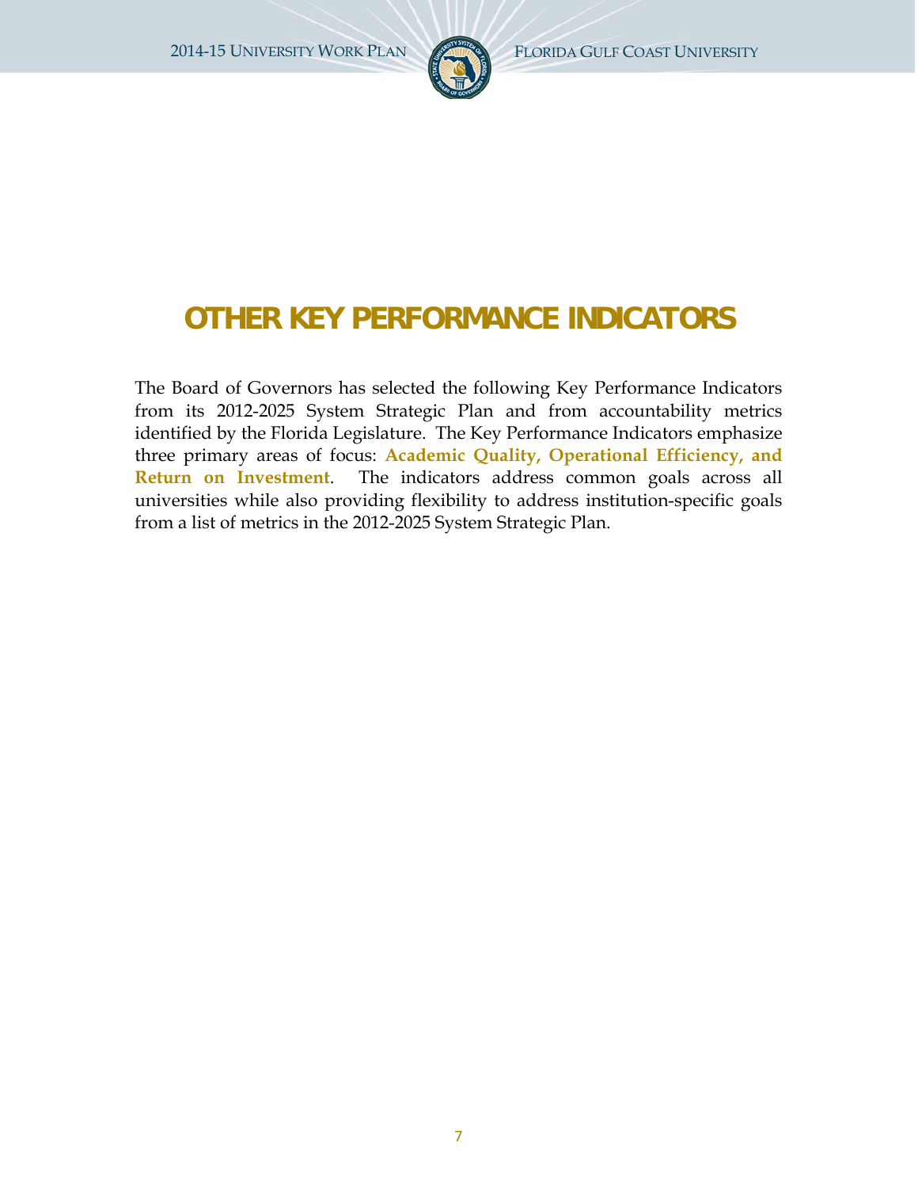# OTHER KEY PERFORMANCE INDICATORS

The Board of Governors has selected the following Key Performance Indicators from its 2012-2025 System Strategic Plan and from accountability metrics identified by the Florida Legislature. The Key Performance Indicators emphasize three primary areas of focus: **Academic Quality, Operational Efficiency, and Return on Investment**. The indicators address common goals across all universities while also providing flexibility to address institution-specific goals from a list of metrics in the 2012-2025 System Strategic Plan.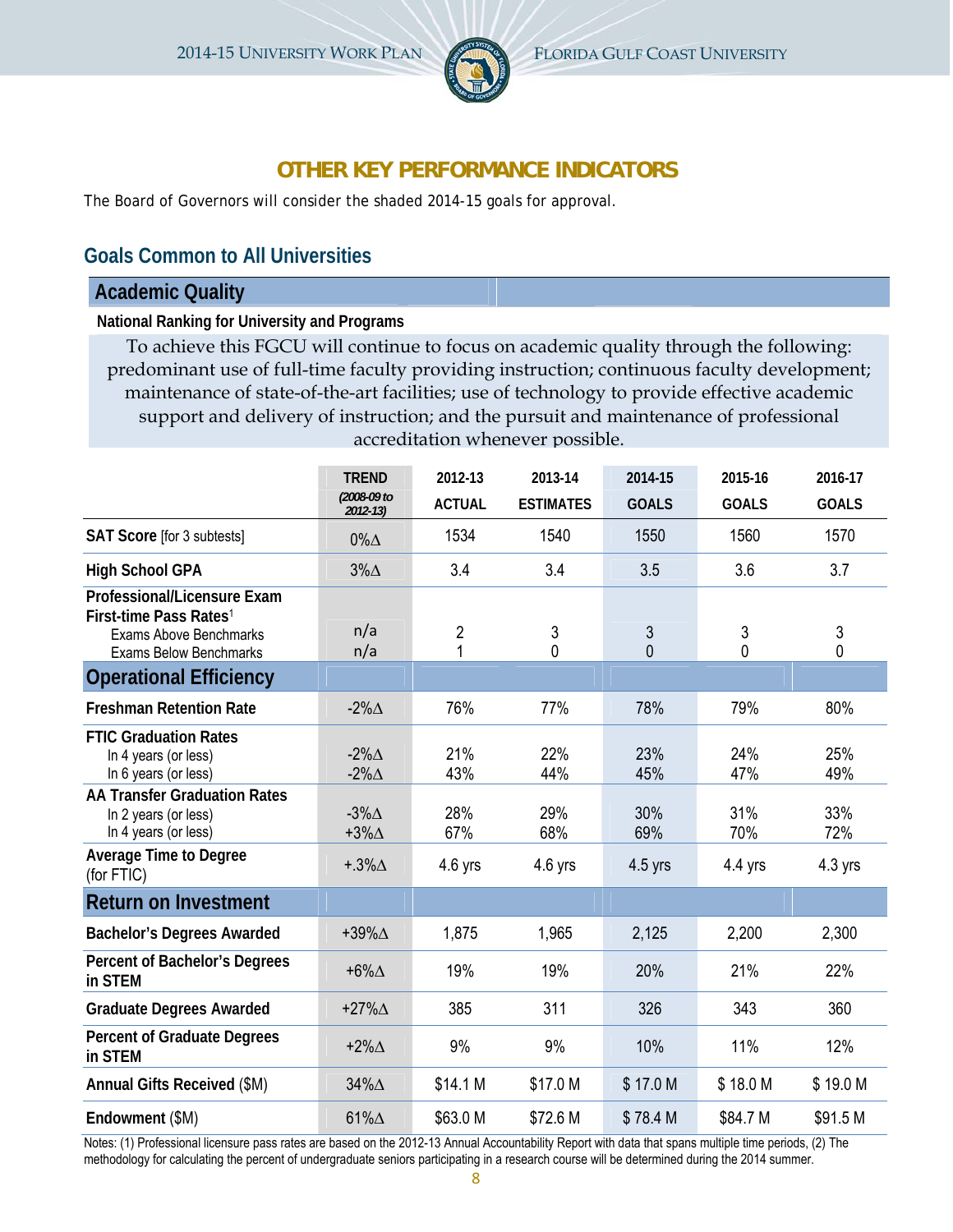# OTHER KEY PERFORMANCE INDICATORS

The Board of Governors will consider the shaded 2014-15 goals for approval.

## Goals Common to All Universities

### Academic Quality

**National Ranking for University and Programs**

To achieve this FGCU will continue to focus on academic quality through the following: predominant use of full-time faculty providing instruction; continuous faculty development; maintenance of state-of-the-art facilities; use of technology to provide effective academic support and delivery of instruction; and the pursuit and maintenance of professional accreditation whenever possible.

| | TREND *(2008-09 to 2012-13)* | 2012-13 ACTUAL | 2013-14 ESTIMATES | 2014-15 GOALS | 2015-16 GOALS | 2016-17 GOALS |
|---|---|---|---|---|---|---|
| **SAT Score** [for 3 subtests] | 0%Δ | 1534 | 1540 | 1550 | 1560 | 1570 |
| **High School GPA** | 3%Δ | 3.4 | 3.4 | 3.5 | 3.6 | 3.7 |
| **Professional/Licensure Exam First-time Pass Rates**[1] | | | | | | |
| Exams Above Benchmarks | n/a | 2 | 3 | 3 | 3 | 3 |
| Exams Below Benchmarks | n/a | 1 | 0 | 0 | 0 | 0 |
| **Operational Efficiency** | | | | | | |
| **Freshman Retention Rate** | -2%Δ | 76% | 77% | 78% | 79% | 80% |
| **FTIC Graduation Rates** | | | | | | |
| In 4 years (or less) | -2%Δ | 21% | 22% | 23% | 24% | 25% |
| In 6 years (or less) | -2%Δ | 43% | 44% | 45% | 47% | 49% |
| **AA Transfer Graduation Rates** | | | | | | |
| In 2 years (or less) | -3%Δ | 28% | 29% | 30% | 31% | 33% |
| In 4 years (or less) | +3%Δ | 67% | 68% | 69% | 70% | 72% |
| **Average Time to Degree** (for FTIC) | +.3%Δ | 4.6 yrs | 4.6 yrs | 4.5 yrs | 4.4 yrs | 4.3 yrs |
| **Return on Investment** | | | | | | |
| **Bachelor's Degrees Awarded** | +39%Δ | 1,875 | 1,965 | 2,125 | 2,200 | 2,300 |
| **Percent of Bachelor's Degrees in STEM** | +6%Δ | 19% | 19% | 20% | 21% | 22% |
| **Graduate Degrees Awarded** | +27%Δ | 385 | 311 | 326 | 343 | 360 |
| **Percent of Graduate Degrees in STEM** | +2%Δ | 9% | 9% | 10% | 11% | 12% |
| **Annual Gifts Received** ($M) | 34%Δ | $14.1 M | $17.0 M | $ 17.0 M | $ 18.0 M | $ 19.0 M |
| **Endowment** ($M) | 61%Δ | $63.0 M | $72.6 M | $ 78.4 M | $84.7 M | $91.5 M |

Notes: (1) Professional licensure pass rates are based on the 2012-13 Annual Accountability Report with data that spans multiple time periods, (2) The methodology for calculating the percent of undergraduate seniors participating in a research course will be determined during the 2014 summer.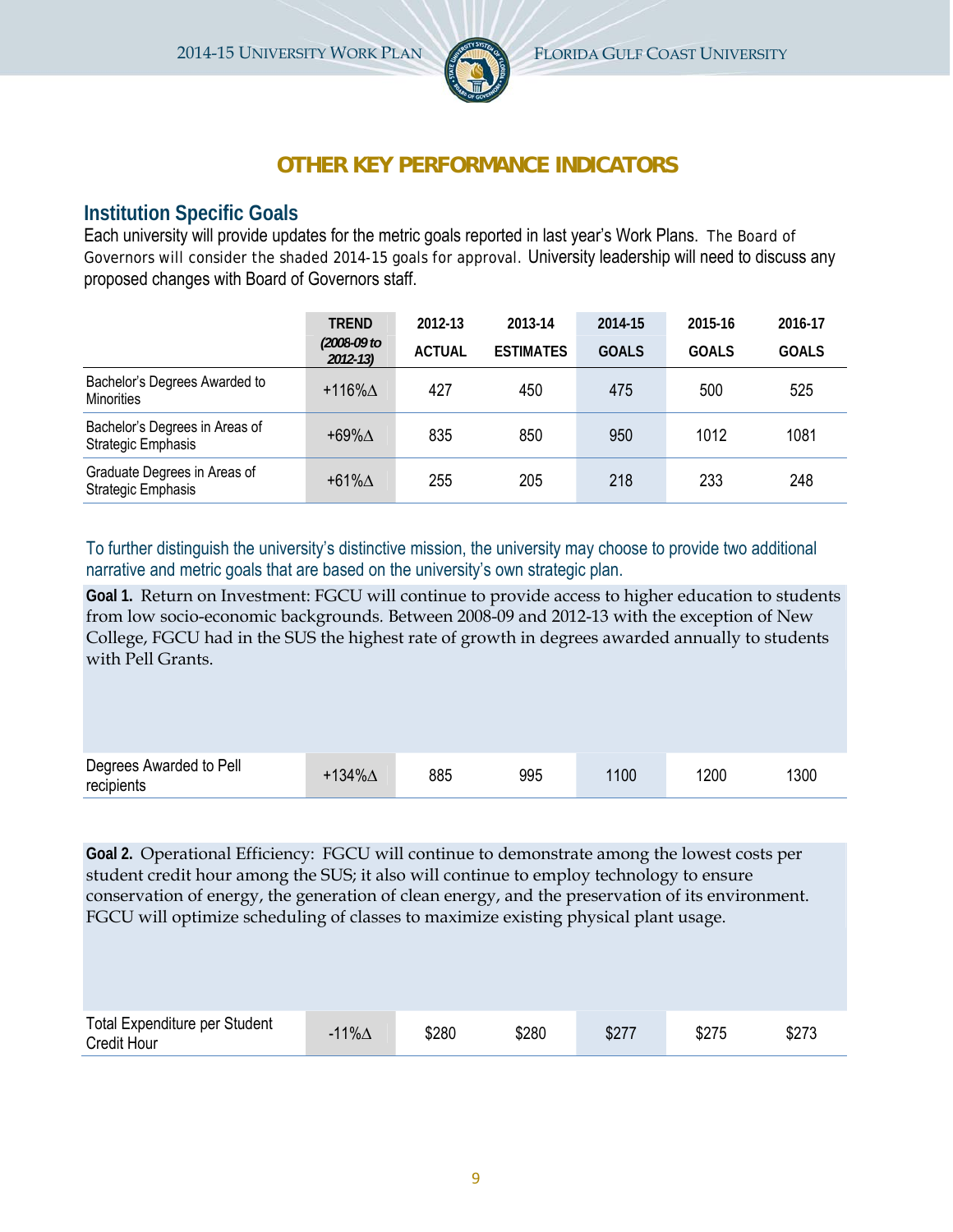# OTHER KEY PERFORMANCE INDICATORS

## Institution Specific Goals

Each university will provide updates for the metric goals reported in last year's Work Plans. The Board of Governors will consider the shaded 2014-15 goals for approval. University leadership will need to discuss any proposed changes with Board of Governors staff.

| | TREND *(2008-09 to 2012-13)* | 2012-13 ACTUAL | 2013-14 ESTIMATES | 2014-15 GOALS | 2015-16 GOALS | 2016-17 GOALS |
|---|---|---|---|---|---|---|
| Bachelor's Degrees Awarded to Minorities | +116%∆ | 427 | 450 | 475 | 500 | 525 |
| Bachelor's Degrees in Areas of Strategic Emphasis | +69%∆ | 835 | 850 | 950 | 1012 | 1081 |
| Graduate Degrees in Areas of Strategic Emphasis | +61%∆ | 255 | 205 | 218 | 233 | 248 |

To further distinguish the university's distinctive mission, the university may choose to provide two additional narrative and metric goals that are based on the university's own strategic plan.

**Goal 1.** Return on Investment: FGCU will continue to provide access to higher education to students from low socio-economic backgrounds. Between 2008-09 and 2012-13 with the exception of New College, FGCU had in the SUS the highest rate of growth in degrees awarded annually to students with Pell Grants.

| | TREND | 2012-13 | 2013-14 | 2014-15 | 2015-16 | 2016-17 |
|---|---|---|---|---|---|---|
| Degrees Awarded to Pell recipients | +134%∆ | 885 | 995 | 1100 | 1200 | 1300 |

**Goal 2.** Operational Efficiency: FGCU will continue to demonstrate among the lowest costs per student credit hour among the SUS; it also will continue to employ technology to ensure conservation of energy, the generation of clean energy, and the preservation of its environment. FGCU will optimize scheduling of classes to maximize existing physical plant usage.

| | TREND | 2012-13 | 2013-14 | 2014-15 | 2015-16 | 2016-17 |
|---|---|---|---|---|---|---|
| Total Expenditure per Student Credit Hour | -11%∆ | $280 | $280 | $277 | $275 | $273 |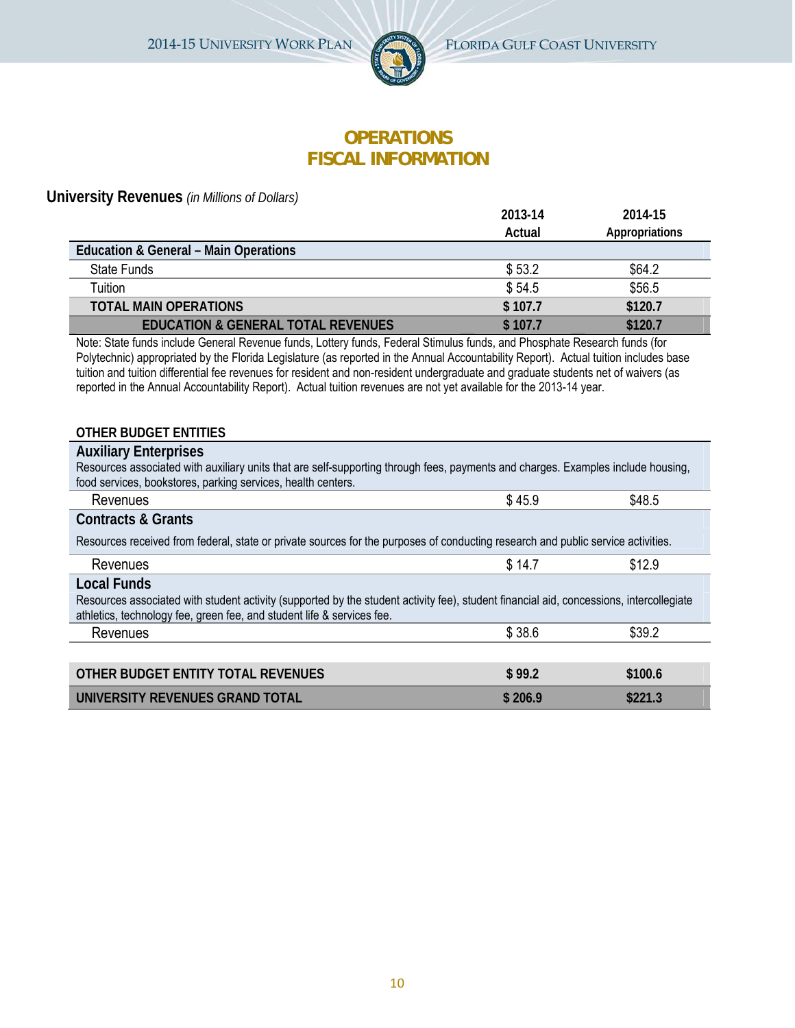# OPERATIONS
# FISCAL INFORMATION

## University Revenues *(in Millions of Dollars)*

| | 2013-14 Actual | 2014-15 Appropriations |
|---|---|---|
| **Education & General – Main Operations** | | |
| State Funds | $ 53.2 | $64.2 |
| Tuition | $ 54.5 | $56.5 |
| **TOTAL MAIN OPERATIONS** | **$ 107.7** | **$120.7** |
| **EDUCATION & GENERAL TOTAL REVENUES** | **$ 107.7** | **$120.7** |

Note: State funds include General Revenue funds, Lottery funds, Federal Stimulus funds, and Phosphate Research funds (for Polytechnic) appropriated by the Florida Legislature (as reported in the Annual Accountability Report). Actual tuition includes base tuition and tuition differential fee revenues for resident and non-resident undergraduate and graduate students net of waivers (as reported in the Annual Accountability Report). Actual tuition revenues are not yet available for the 2013-14 year.

### OTHER BUDGET ENTITIES

| | 2013-14 Actual | 2014-15 Appropriations |
|---|---|---|
| **Auxiliary Enterprises** — Resources associated with auxiliary units that are self-supporting through fees, payments and charges. Examples include housing, food services, bookstores, parking services, health centers. | | |
| Revenues | $ 45.9 | $48.5 |
| **Contracts & Grants** — Resources received from federal, state or private sources for the purposes of conducting research and public service activities. | | |
| Revenues | $ 14.7 | $12.9 |
| **Local Funds** — Resources associated with student activity (supported by the student activity fee), student financial aid, concessions, intercollegiate athletics, technology fee, green fee, and student life & services fee. | | |
| Revenues | $ 38.6 | $39.2 |
| **OTHER BUDGET ENTITY TOTAL REVENUES** | **$ 99.2** | **$100.6** |
| **UNIVERSITY REVENUES GRAND TOTAL** | **$ 206.9** | **$221.3** |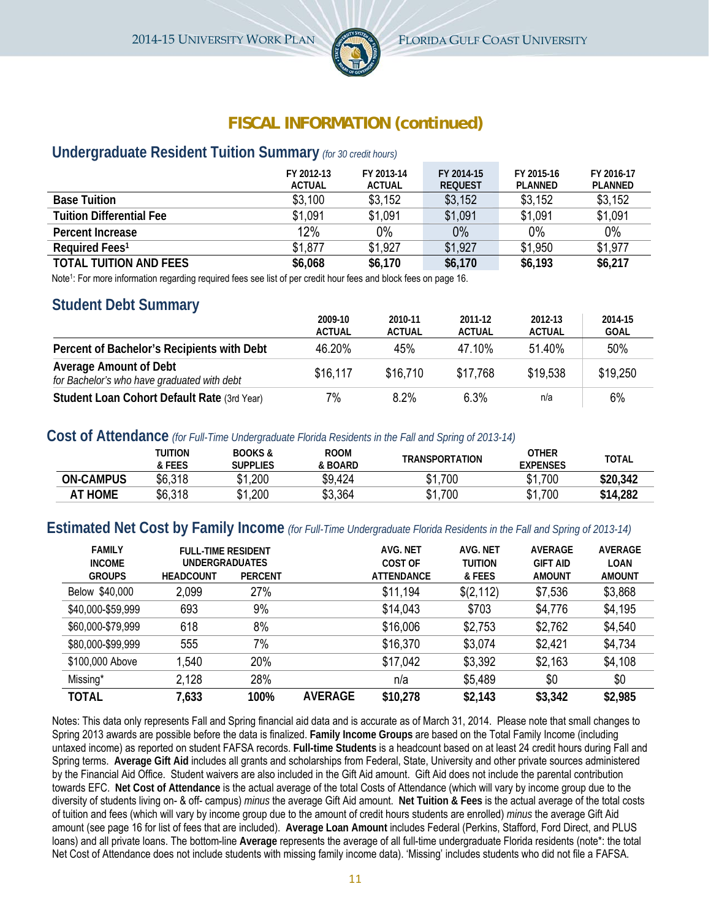## FISCAL INFORMATION (continued)

### Undergraduate Resident Tuition Summary *(for 30 credit hours)*

| | FY 2012-13 ACTUAL | FY 2013-14 ACTUAL | FY 2014-15 REQUEST | FY 2015-16 PLANNED | FY 2016-17 PLANNED |
|---|---|---|---|---|---|
| **Base Tuition** | $3,100 | $3,152 | $3,152 | $3,152 | $3,152 |
| **Tuition Differential Fee** | $1,091 | $1,091 | $1,091 | $1,091 | $1,091 |
| **Percent Increase** | 12% | 0% | 0% | 0% | 0% |
| **Required Fees[1]** | $1,877 | $1,927 | $1,927 | $1,950 | $1,977 |
| **TOTAL TUITION AND FEES** | **$6,068** | **$6,170** | **$6,170** | **$6,193** | **$6,217** |

Note[1]: For more information regarding required fees see list of per credit hour fees and block fees on page 16.

### Student Debt Summary

| | 2009-10 ACTUAL | 2010-11 ACTUAL | 2011-12 ACTUAL | 2012-13 ACTUAL | 2014-15 GOAL |
|---|---|---|---|---|---|
| **Percent of Bachelor's Recipients with Debt** | 46.20% | 45% | 47.10% | 51.40% | 50% |
| **Average Amount of Debt** *for Bachelor's who have graduated with debt* | $16,117 | $16,710 | $17,768 | $19,538 | $19,250 |
| **Student Loan Cohort Default Rate** (3rd Year) | 7% | 8.2% | 6.3% | n/a | 6% |

### Cost of Attendance *(for Full-Time Undergraduate Florida Residents in the Fall and Spring of 2013-14)*

| | TUITION & FEES | BOOKS & SUPPLIES | ROOM & BOARD | TRANSPORTATION | OTHER EXPENSES | TOTAL |
|---|---|---|---|---|---|---|
| **ON-CAMPUS** | $6,318 | $1,200 | $9,424 | $1,700 | $1,700 | **$20,342** |
| **AT HOME** | $6,318 | $1,200 | $3,364 | $1,700 | $1,700 | **$14,282** |

### Estimated Net Cost by Family Income *(for Full-Time Undergraduate Florida Residents in the Fall and Spring of 2013-14)*

| FAMILY INCOME GROUPS | FULL-TIME RESIDENT UNDERGRADUATES HEADCOUNT | PERCENT | | AVG. NET COST OF ATTENDANCE | AVG. NET TUITION & FEES | AVERAGE GIFT AID AMOUNT | AVERAGE LOAN AMOUNT |
|---|---|---|---|---|---|---|---|
| Below $40,000 | 2,099 | 27% | | $11,194 | $(2,112) | $7,536 | $3,868 |
| $40,000-$59,999 | 693 | 9% | | $14,043 | $703 | $4,776 | $4,195 |
| $60,000-$79,999 | 618 | 8% | | $16,006 | $2,753 | $2,762 | $4,540 |
| $80,000-$99,999 | 555 | 7% | | $16,370 | $3,074 | $2,421 | $4,734 |
| $100,000 Above | 1,540 | 20% | | $17,042 | $3,392 | $2,163 | $4,108 |
| Missing* | 2,128 | 28% | | n/a | $5,489 | $0 | $0 |
| **TOTAL** | **7,633** | **100%** | **AVERAGE** | **$10,278** | **$2,143** | **$3,342** | **$2,985** |

Notes: This data only represents Fall and Spring financial aid data and is accurate as of March 31, 2014. Please note that small changes to Spring 2013 awards are possible before the data is finalized. **Family Income Groups** are based on the Total Family Income (including untaxed income) as reported on student FAFSA records. **Full-time Students** is a headcount based on at least 24 credit hours during Fall and Spring terms. **Average Gift Aid** includes all grants and scholarships from Federal, State, University and other private sources administered by the Financial Aid Office. Student waivers are also included in the Gift Aid amount. Gift Aid does not include the parental contribution towards EFC. **Net Cost of Attendance** is the actual average of the total Costs of Attendance (which will vary by income group due to the diversity of students living on- & off- campus) *minus* the average Gift Aid amount. **Net Tuition & Fees** is the actual average of the total costs of tuition and fees (which will vary by income group due to the amount of credit hours students are enrolled) *minus* the average Gift Aid amount (see page 16 for list of fees that are included). **Average Loan Amount** includes Federal (Perkins, Stafford, Ford Direct, and PLUS loans) and all private loans. The bottom-line **Average** represents the average of all full-time undergraduate Florida residents (note*: the total Net Cost of Attendance does not include students with missing family income data). 'Missing' includes students who did not file a FAFSA.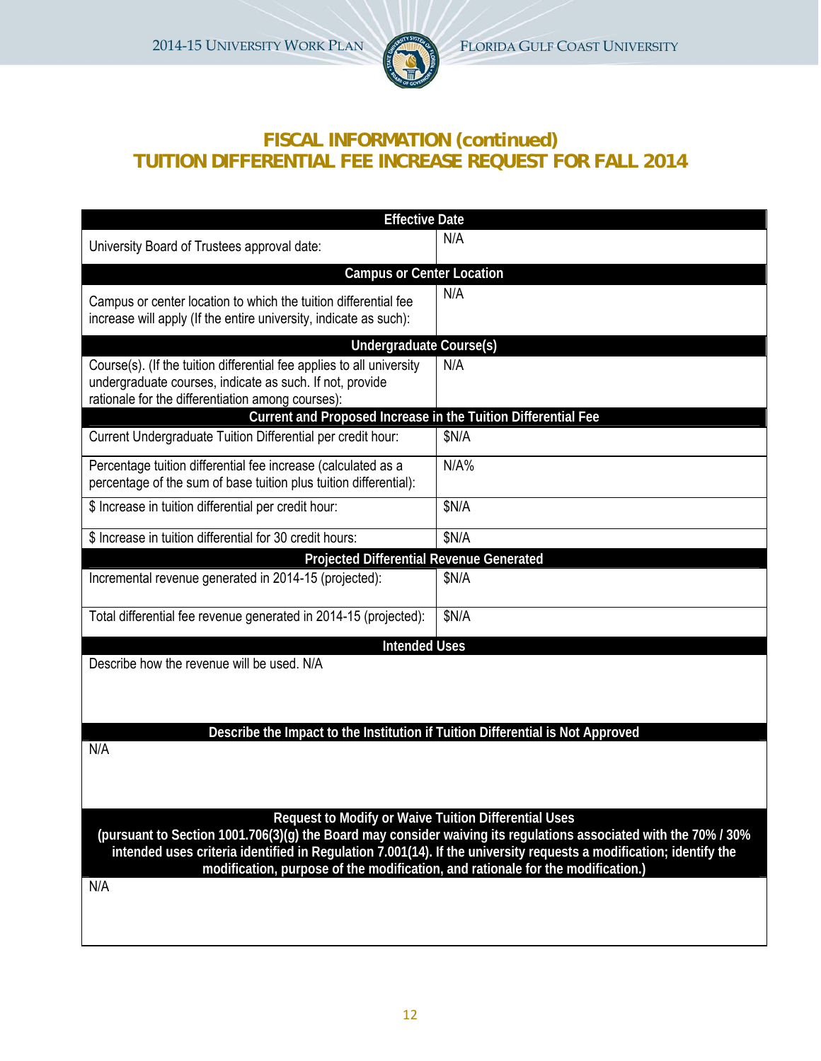## FISCAL INFORMATION (continued)
## TUITION DIFFERENTIAL FEE INCREASE REQUEST FOR FALL 2014

| Effective Date | |
|---|---|
| University Board of Trustees approval date: | N/A |
| **Campus or Center Location** | |
| Campus or center location to which the tuition differential fee increase will apply (If the entire university, indicate as such): | N/A |
| **Undergraduate Course(s)** | |
| Course(s). (If the tuition differential fee applies to all university undergraduate courses, indicate as such. If not, provide rationale for the differentiation among courses): | N/A |
| **Current and Proposed Increase in the Tuition Differential Fee** | |
| Current Undergraduate Tuition Differential per credit hour: | $N/A |
| Percentage tuition differential fee increase (calculated as a percentage of the sum of base tuition plus tuition differential): | N/A% |
| $ Increase in tuition differential per credit hour: | $N/A |
| $ Increase in tuition differential for 30 credit hours: | $N/A |
| **Projected Differential Revenue Generated** | |
| Incremental revenue generated in 2014-15 (projected): | $N/A |
| Total differential fee revenue generated in 2014-15 (projected): | $N/A |

**Intended Uses**

Describe how the revenue will be used. N/A

**Describe the Impact to the Institution if Tuition Differential is Not Approved**

N/A

**Request to Modify or Waive Tuition Differential Uses**
**(pursuant to Section 1001.706(3)(g) the Board may consider waiving its regulations associated with the 70% / 30% intended uses criteria identified in Regulation 7.001(14). If the university requests a modification; identify the modification, purpose of the modification, and rationale for the modification.)**

N/A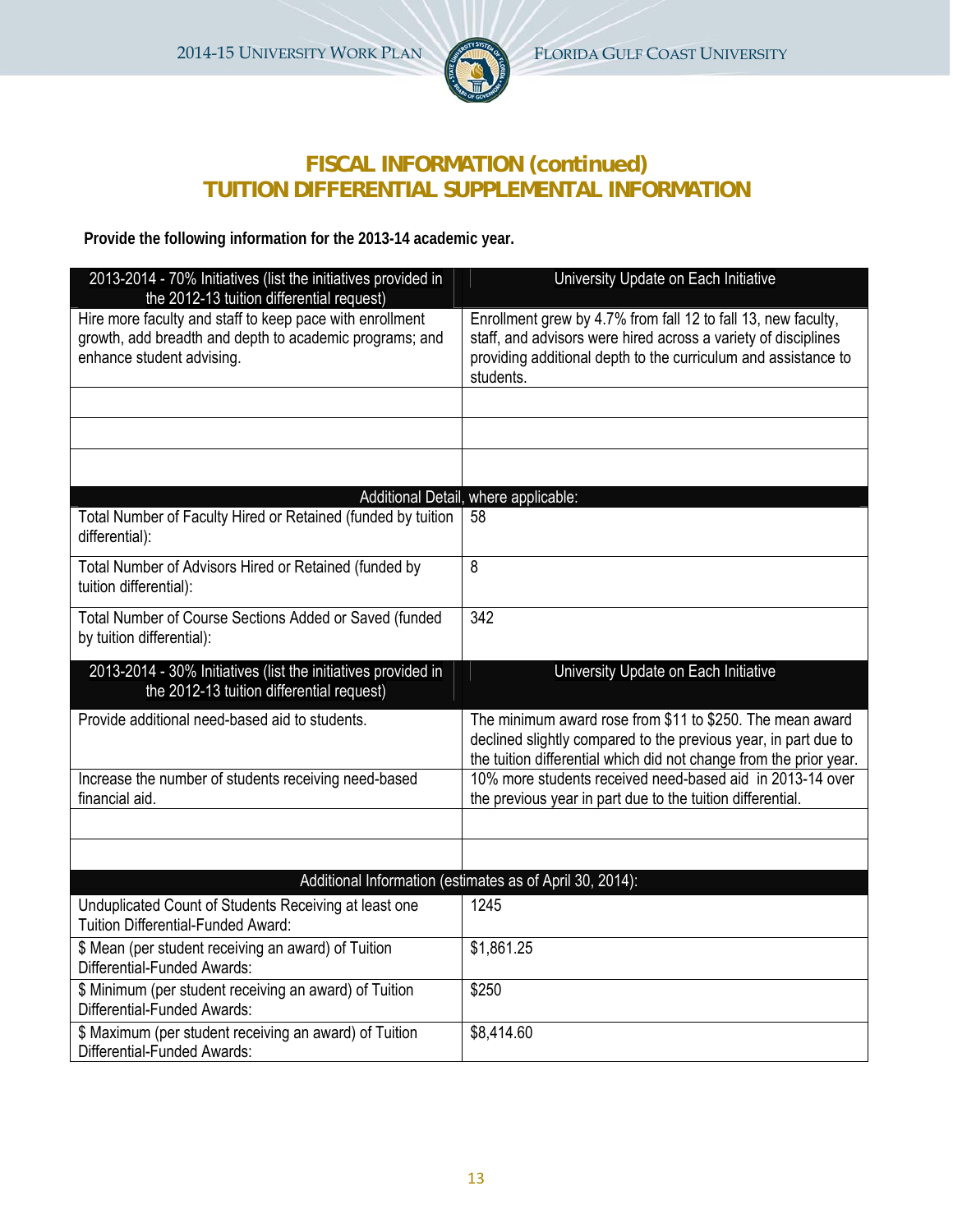## FISCAL INFORMATION (continued)
## TUITION DIFFERENTIAL SUPPLEMENTAL INFORMATION

**Provide the following information for the 2013-14 academic year.**

| 2013-2014 - 70% Initiatives (list the initiatives provided in the 2012-13 tuition differential request) | University Update on Each Initiative |
|---|---|
| Hire more faculty and staff to keep pace with enrollment growth, add breadth and depth to academic programs; and enhance student advising. | Enrollment grew by 4.7% from fall 12 to fall 13, new faculty, staff, and advisors were hired across a variety of disciplines providing additional depth to the curriculum and assistance to students. |
| | |
| | |
| | |
| **Additional Detail, where applicable:** | |
| Total Number of Faculty Hired or Retained (funded by tuition differential): | 58 |
| Total Number of Advisors Hired or Retained (funded by tuition differential): | 8 |
| Total Number of Course Sections Added or Saved (funded by tuition differential): | 342 |

| 2013-2014 - 30% Initiatives (list the initiatives provided in the 2012-13 tuition differential request) | University Update on Each Initiative |
|---|---|
| Provide additional need-based aid to students. | The minimum award rose from $11 to $250. The mean award declined slightly compared to the previous year, in part due to the tuition differential which did not change from the prior year. |
| Increase the number of students receiving need-based financial aid. | 10% more students received need-based aid in 2013-14 over the previous year in part due to the tuition differential. |
| | |
| | |
| **Additional Information (estimates as of April 30, 2014):** | |
| Unduplicated Count of Students Receiving at least one Tuition Differential-Funded Award: | 1245 |
| $ Mean (per student receiving an award) of Tuition Differential-Funded Awards: | $1,861.25 |
| $ Minimum (per student receiving an award) of Tuition Differential-Funded Awards: | $250 |
| $ Maximum (per student receiving an award) of Tuition Differential-Funded Awards: | $8,414.60 |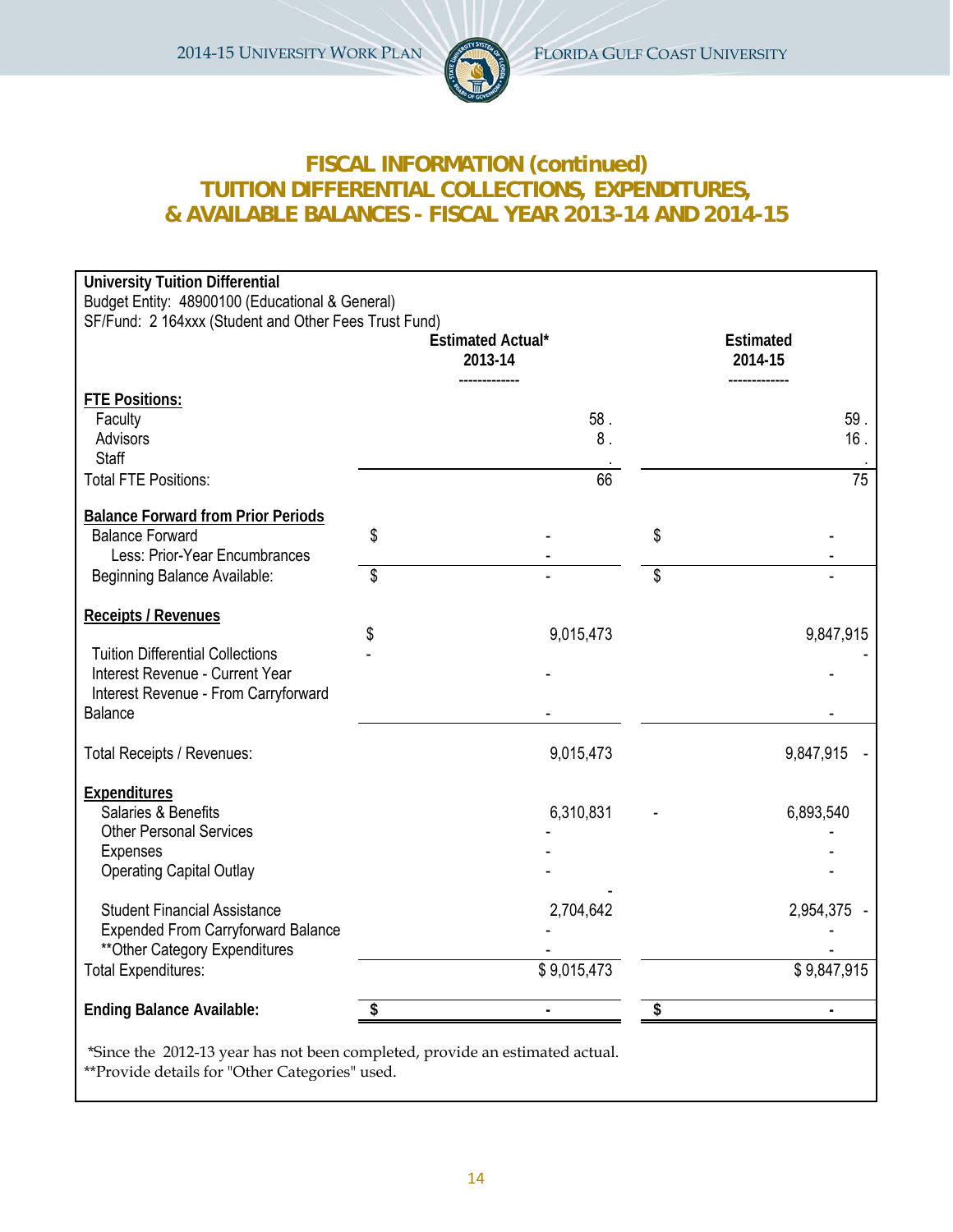# FISCAL INFORMATION (continued)
# TUITION DIFFERENTIAL COLLECTIONS, EXPENDITURES, & AVAILABLE BALANCES - FISCAL YEAR 2013-14 AND 2014-15

**University Tuition Differential**
Budget Entity: 48900100 (Educational & General)
SF/Fund: 2 164xxx (Student and Other Fees Trust Fund)

| | Estimated Actual* 2013-14 | Estimated 2014-15 |
|---|---|---|
| **FTE Positions:** | | |
| Faculty | 58 . | 59 . |
| Advisors | 8 . | 16 . |
| Staff | . | . |
| Total FTE Positions: | 66 | 75 |
| **Balance Forward from Prior Periods** | | |
| Balance Forward | $ - | $ - |
| Less: Prior-Year Encumbrances | - | - |
| Beginning Balance Available: | $ - | $ - |
| **Receipts / Revenues** | | |
| Tuition Differential Collections | $ 9,015,473 | 9,847,915 |
| Interest Revenue - Current Year | - | - |
| Interest Revenue - From Carryforward Balance | - | - |
| Total Receipts / Revenues: | 9,015,473 | 9,847,915 |
| **Expenditures** | | |
| Salaries & Benefits | 6,310,831 | 6,893,540 |
| Other Personal Services | - | - |
| Expenses | - | - |
| Operating Capital Outlay | - | - |
| Student Financial Assistance | 2,704,642 | 2,954,375 |
| Expended From Carryforward Balance | - | - |
| **Other Category Expenditures | - | - |
| Total Expenditures: | $ 9,015,473 | $ 9,847,915 |
| **Ending Balance Available:** | **$ -** | **$ -** |

*Since the 2012-13 year has not been completed, provide an estimated actual.
**Provide details for "Other Categories" used.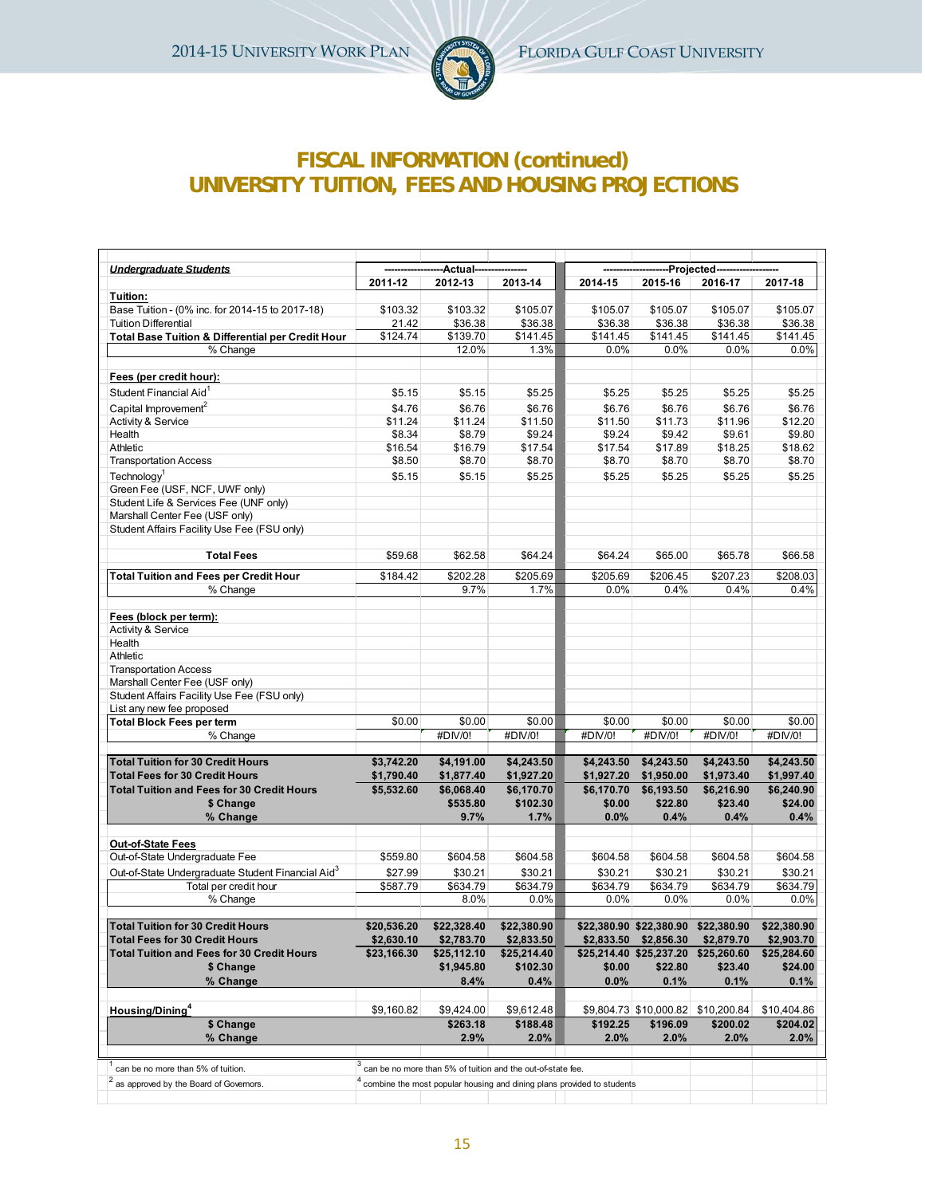# FISCAL INFORMATION (continued)
# UNIVERSITY TUITION, FEES AND HOUSING PROJECTIONS

| ***Undergraduate Students*** | Actual | | | Projected | | | |
|---|---|---|---|---|---|---|---|
| | **2011-12** | **2012-13** | **2013-14** | **2014-15** | **2015-16** | **2016-17** | **2017-18** |
| **Tuition:** | | | | | | | |
| Base Tuition - (0% inc. for 2014-15 to 2017-18) | $103.32 | $103.32 | $105.07 | $105.07 | $105.07 | $105.07 | $105.07 |
| Tuition Differential | 21.42 | $36.38 | $36.38 | $36.38 | $36.38 | $36.38 | $36.38 |
| **Total Base Tuition & Differential per Credit Hour** | $124.74 | $139.70 | $141.45 | $141.45 | $141.45 | $141.45 | $141.45 |
| % Change | | 12.0% | 1.3% | 0.0% | 0.0% | 0.0% | 0.0% |
| **Fees (per credit hour):** | | | | | | | |
| Student Financial Aid[1] | $5.15 | $5.15 | $5.25 | $5.25 | $5.25 | $5.25 | $5.25 |
| Capital Improvement[2] | $4.76 | $6.76 | $6.76 | $6.76 | $6.76 | $6.76 | $6.76 |
| Activity & Service | $11.24 | $11.24 | $11.50 | $11.50 | $11.73 | $11.96 | $12.20 |
| Health | $8.34 | $8.79 | $9.24 | $9.24 | $9.42 | $9.61 | $9.80 |
| Athletic | $16.54 | $16.79 | $17.54 | $17.54 | $17.89 | $18.25 | $18.62 |
| Transportation Access | $8.50 | $8.70 | $8.70 | $8.70 | $8.70 | $8.70 | $8.70 |
| Technology[1] | $5.15 | $5.15 | $5.25 | $5.25 | $5.25 | $5.25 | $5.25 |
| Green Fee (USF, NCF, UWF only) | | | | | | | |
| Student Life & Services Fee (UNF only) | | | | | | | |
| Marshall Center Fee (USF only) | | | | | | | |
| Student Affairs Facility Use Fee (FSU only) | | | | | | | |
| **Total Fees** | $59.68 | $62.58 | $64.24 | $64.24 | $65.00 | $65.78 | $66.58 |
| **Total Tuition and Fees per Credit Hour** | $184.42 | $202.28 | $205.69 | $205.69 | $206.45 | $207.23 | $208.03 |
| % Change | | 9.7% | 1.7% | 0.0% | 0.4% | 0.4% | 0.4% |
| **Fees (block per term):** | | | | | | | |
| Activity & Service | | | | | | | |
| Health | | | | | | | |
| Athletic | | | | | | | |
| Transportation Access | | | | | | | |
| Marshall Center Fee (USF only) | | | | | | | |
| Student Affairs Facility Use Fee (FSU only) | | | | | | | |
| List any new fee proposed | | | | | | | |
| **Total Block Fees per term** | $0.00 | $0.00 | $0.00 | $0.00 | $0.00 | $0.00 | $0.00 |
| % Change | | #DIV/0! | #DIV/0! | #DIV/0! | #DIV/0! | #DIV/0! | #DIV/0! |
| **Total Tuition for 30 Credit Hours** | **$3,742.20** | **$4,191.00** | **$4,243.50** | **$4,243.50** | **$4,243.50** | **$4,243.50** | **$4,243.50** |
| **Total Fees for 30 Credit Hours** | **$1,790.40** | **$1,877.40** | **$1,927.20** | **$1,927.20** | **$1,950.00** | **$1,973.40** | **$1,997.40** |
| **Total Tuition and Fees for 30 Credit Hours** | **$5,532.60** | **$6,068.40** | **$6,170.70** | **$6,170.70** | **$6,193.50** | **$6,216.90** | **$6,240.90** |
| **$ Change** | | **$535.80** | **$102.30** | **$0.00** | **$22.80** | **$23.40** | **$24.00** |
| **% Change** | | **9.7%** | **1.7%** | **0.0%** | **0.4%** | **0.4%** | **0.4%** |
| **Out-of-State Fees** | | | | | | | |
| Out-of-State Undergraduate Fee | $559.80 | $604.58 | $604.58 | $604.58 | $604.58 | $604.58 | $604.58 |
| Out-of-State Undergraduate Student Financial Aid[3] | $27.99 | $30.21 | $30.21 | $30.21 | $30.21 | $30.21 | $30.21 |
| Total per credit hour | $587.79 | $634.79 | $634.79 | $634.79 | $634.79 | $634.79 | $634.79 |
| % Change | | 8.0% | 0.0% | 0.0% | 0.0% | 0.0% | 0.0% |
| **Total Tuition for 30 Credit Hours** | **$20,536.20** | **$22,328.40** | **$22,380.90** | **$22,380.90** | **$22,380.90** | **$22,380.90** | **$22,380.90** |
| **Total Fees for 30 Credit Hours** | **$2,630.10** | **$2,783.70** | **$2,833.50** | **$2,833.50** | **$2,856.30** | **$2,879.70** | **$2,903.70** |
| **Total Tuition and Fees for 30 Credit Hours** | **$23,166.30** | **$25,112.10** | **$25,214.40** | **$25,214.40** | **$25,237.20** | **$25,260.60** | **$25,284.60** |
| **$ Change** | | **$1,945.80** | **$102.30** | **$0.00** | **$22.80** | **$23.40** | **$24.00** |
| **% Change** | | **8.4%** | **0.4%** | **0.0%** | **0.1%** | **0.1%** | **0.1%** |
| **Housing/Dining[4]** | $9,160.82 | $9,424.00 | $9,612.48 | $9,804.73 | $10,000.82 | $10,200.84 | $10,404.86 |
| **$ Change** | | **$263.18** | **$188.48** | **$192.25** | **$196.09** | **$200.02** | **$204.02** |
| **% Change** | | **2.9%** | **2.0%** | **2.0%** | **2.0%** | **2.0%** | **2.0%** |

[1] can be no more than 5% of tuition.
[2] as approved by the Board of Governors.
[3] can be no more than 5% of tuition and the out-of-state fee.
[4] combine the most popular housing and dining plans provided to students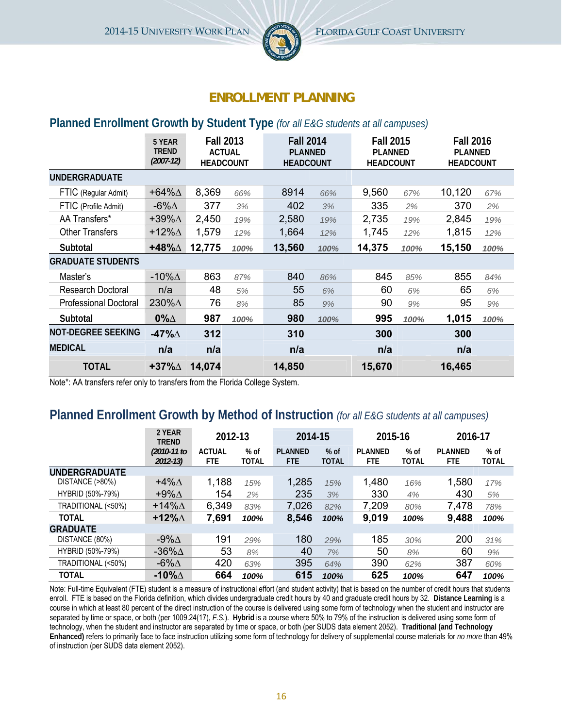## ENROLLMENT PLANNING

### Planned Enrollment Growth by Student Type *(for all E&G students at all campuses)*

| | 5 YEAR TREND *(2007-12)* | Fall 2013 ACTUAL HEADCOUNT | | Fall 2014 PLANNED HEADCOUNT | | Fall 2015 PLANNED HEADCOUNT | | Fall 2016 PLANNED HEADCOUNT | |
|---|---|---|---|---|---|---|---|---|---|
| **UNDERGRADUATE** | | | | | | | | | |
| FTIC (Regular Admit) | +64%Δ | 8,369 | *66%* | 8914 | *66%* | 9,560 | *67%* | 10,120 | *67%* |
| FTIC (Profile Admit) | -6%Δ | 377 | *3%* | 402 | *3%* | 335 | *2%* | 370 | *2%* |
| AA Transfers* | +39%Δ | 2,450 | *19%* | 2,580 | *19%* | 2,735 | *19%* | 2,845 | *19%* |
| Other Transfers | +12%Δ | 1,579 | *12%* | 1,664 | *12%* | 1,745 | *12%* | 1,815 | *12%* |
| **Subtotal** | **+48%Δ** | **12,775** | ***100%*** | **13,560** | ***100%*** | **14,375** | ***100%*** | **15,150** | ***100%*** |
| **GRADUATE STUDENTS** | | | | | | | | | |
| Master's | -10%Δ | 863 | *87%* | 840 | *86%* | 845 | *85%* | 855 | *84%* |
| Research Doctoral | n/a | 48 | *5%* | 55 | *6%* | 60 | *6%* | 65 | *6%* |
| Professional Doctoral | 230%Δ | 76 | *8%* | 85 | *9%* | 90 | *9%* | 95 | *9%* |
| **Subtotal** | **0%Δ** | **987** | ***100%*** | **980** | ***100%*** | **995** | ***100%*** | **1,015** | ***100%*** |
| **NOT-DEGREE SEEKING** | **-47%Δ** | **312** | | **310** | | **300** | | **300** | |
| **MEDICAL** | **n/a** | **n/a** | | **n/a** | | **n/a** | | **n/a** | |
| **TOTAL** | **+37%Δ** | **14,074** | | **14,850** | | **15,670** | | **16,465** | |

Note*: AA transfers refer only to transfers from the Florida College System.

### Planned Enrollment Growth by Method of Instruction *(for all E&G students at all campuses)*

| | 2 YEAR TREND *(2010-11 to 2012-13)* | 2012-13 | | 2014-15 | | 2015-16 | | 2016-17 | |
|---|---|---|---|---|---|---|---|---|---|
| | | ACTUAL FTE | % of TOTAL | PLANNED FTE | % of TOTAL | PLANNED FTE | % of TOTAL | PLANNED FTE | % of TOTAL |
| **UNDERGRADUATE** | | | | | | | | | |
| DISTANCE (>80%) | +4%Δ | 1,188 | *15%* | 1,285 | *15%* | 1,480 | *16%* | 1,580 | *17%* |
| HYBRID (50%-79%) | +9%Δ | 154 | *2%* | 235 | *3%* | 330 | *4%* | 430 | *5%* |
| TRADITIONAL (<50%) | +14%Δ | 6,349 | *83%* | 7,026 | *82%* | 7,209 | *80%* | 7,478 | *78%* |
| **TOTAL** | **+12%Δ** | **7,691** | ***100%*** | **8,546** | ***100%*** | **9,019** | ***100%*** | **9,488** | ***100%*** |
| **GRADUATE** | | | | | | | | | |
| DISTANCE (80%) | -9%Δ | 191 | *29%* | 180 | *29%* | 185 | *30%* | 200 | *31%* |
| HYBRID (50%-79%) | -36%Δ | 53 | *8%* | 40 | *7%* | 50 | *8%* | 60 | *9%* |
| TRADITIONAL (<50%) | -6%Δ | 420 | *63%* | 395 | *64%* | 390 | *62%* | 387 | *60%* |
| **TOTAL** | **-10%Δ** | **664** | ***100%*** | **615** | ***100%*** | **625** | ***100%*** | **647** | ***100%*** |

Note: Full-time Equivalent (FTE) student is a measure of instructional effort (and student activity) that is based on the number of credit hours that students enroll. FTE is based on the Florida definition, which divides undergraduate credit hours by 40 and graduate credit hours by 32. **Distance Learning** is a course in which at least 80 percent of the direct instruction of the course is delivered using some form of technology when the student and instructor are separated by time or space, or both (per 1009.24(17), *F.S.*). **Hybrid** is a course where 50% to 79% of the instruction is delivered using some form of technology, when the student and instructor are separated by time or space, or both (per SUDS data element 2052). **Traditional (and Technology Enhanced)** refers to primarily face to face instruction utilizing some form of technology for delivery of supplemental course materials for *no more* than 49% of instruction (per SUDS data element 2052).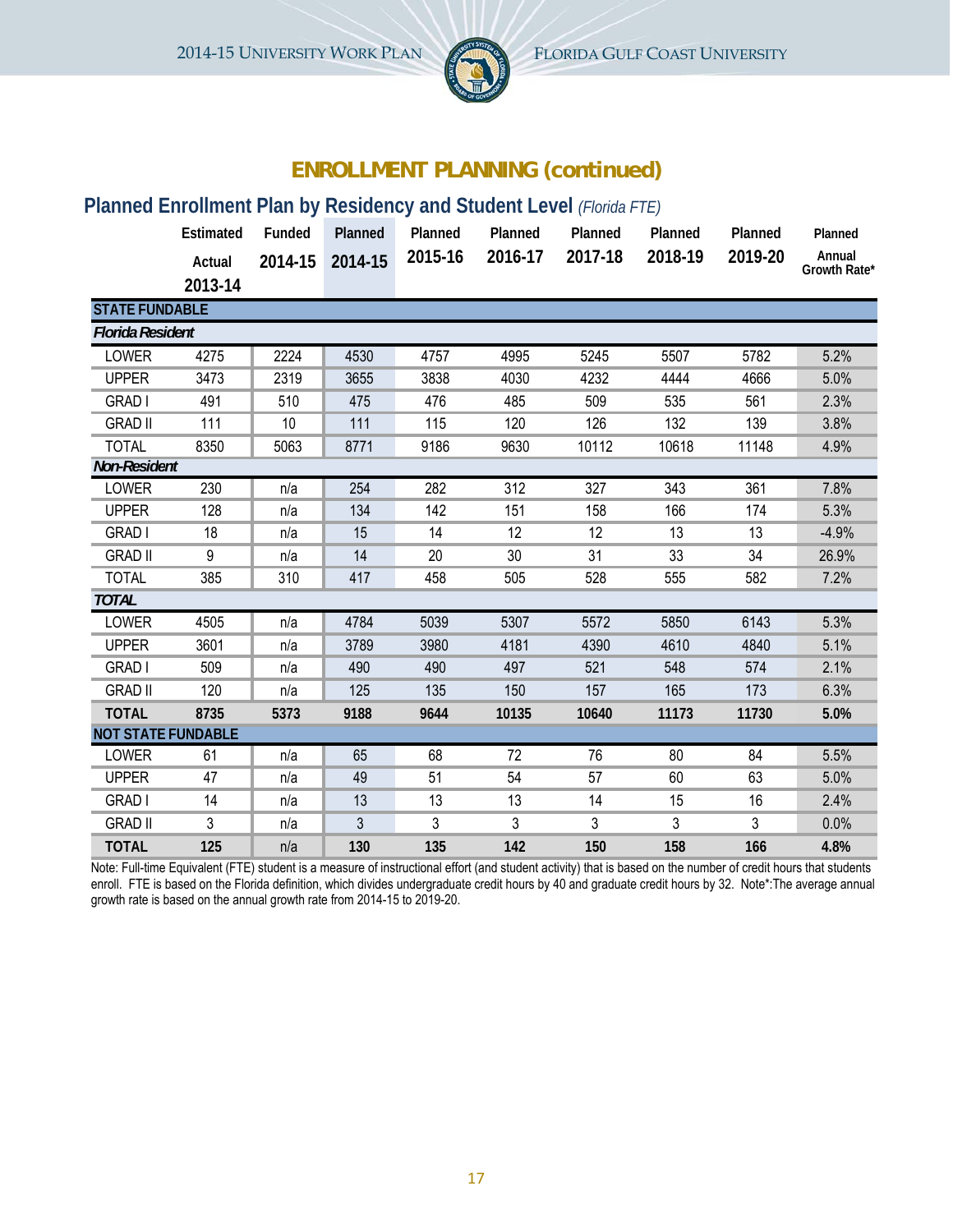## ENROLLMENT PLANNING (continued)

### Planned Enrollment Plan by Residency and Student Level *(Florida FTE)*

| | Estimated Actual 2013-14 | Funded 2014-15 | Planned 2014-15 | Planned 2015-16 | Planned 2016-17 | Planned 2017-18 | Planned 2018-19 | Planned 2019-20 | Planned Annual Growth Rate* |
|---|---|---|---|---|---|---|---|---|---|
| **STATE FUNDABLE** | | | | | | | | | |
| ***Florida Resident*** | | | | | | | | | |
| LOWER | 4275 | 2224 | 4530 | 4757 | 4995 | 5245 | 5507 | 5782 | 5.2% |
| UPPER | 3473 | 2319 | 3655 | 3838 | 4030 | 4232 | 4444 | 4666 | 5.0% |
| GRAD I | 491 | 510 | 475 | 476 | 485 | 509 | 535 | 561 | 2.3% |
| GRAD II | 111 | 10 | 111 | 115 | 120 | 126 | 132 | 139 | 3.8% |
| TOTAL | 8350 | 5063 | 8771 | 9186 | 9630 | 10112 | 10618 | 11148 | 4.9% |
| ***Non-Resident*** | | | | | | | | | |
| LOWER | 230 | n/a | 254 | 282 | 312 | 327 | 343 | 361 | 7.8% |
| UPPER | 128 | n/a | 134 | 142 | 151 | 158 | 166 | 174 | 5.3% |
| GRAD I | 18 | n/a | 15 | 14 | 12 | 12 | 13 | 13 | -4.9% |
| GRAD II | 9 | n/a | 14 | 20 | 30 | 31 | 33 | 34 | 26.9% |
| TOTAL | 385 | 310 | 417 | 458 | 505 | 528 | 555 | 582 | 7.2% |
| ***TOTAL*** | | | | | | | | | |
| LOWER | 4505 | n/a | 4784 | 5039 | 5307 | 5572 | 5850 | 6143 | 5.3% |
| UPPER | 3601 | n/a | 3789 | 3980 | 4181 | 4390 | 4610 | 4840 | 5.1% |
| GRAD I | 509 | n/a | 490 | 490 | 497 | 521 | 548 | 574 | 2.1% |
| GRAD II | 120 | n/a | 125 | 135 | 150 | 157 | 165 | 173 | 6.3% |
| **TOTAL** | **8735** | **5373** | **9188** | **9644** | **10135** | **10640** | **11173** | **11730** | **5.0%** |
| **NOT STATE FUNDABLE** | | | | | | | | | |
| LOWER | 61 | n/a | 65 | 68 | 72 | 76 | 80 | 84 | 5.5% |
| UPPER | 47 | n/a | 49 | 51 | 54 | 57 | 60 | 63 | 5.0% |
| GRAD I | 14 | n/a | 13 | 13 | 13 | 14 | 15 | 16 | 2.4% |
| GRAD II | 3 | n/a | 3 | 3 | 3 | 3 | 3 | 3 | 0.0% |
| **TOTAL** | **125** | n/a | **130** | **135** | **142** | **150** | **158** | **166** | **4.8%** |

Note: Full-time Equivalent (FTE) student is a measure of instructional effort (and student activity) that is based on the number of credit hours that students enroll. FTE is based on the Florida definition, which divides undergraduate credit hours by 40 and graduate credit hours by 32. Note*:The average annual growth rate is based on the annual growth rate from 2014-15 to 2019-20.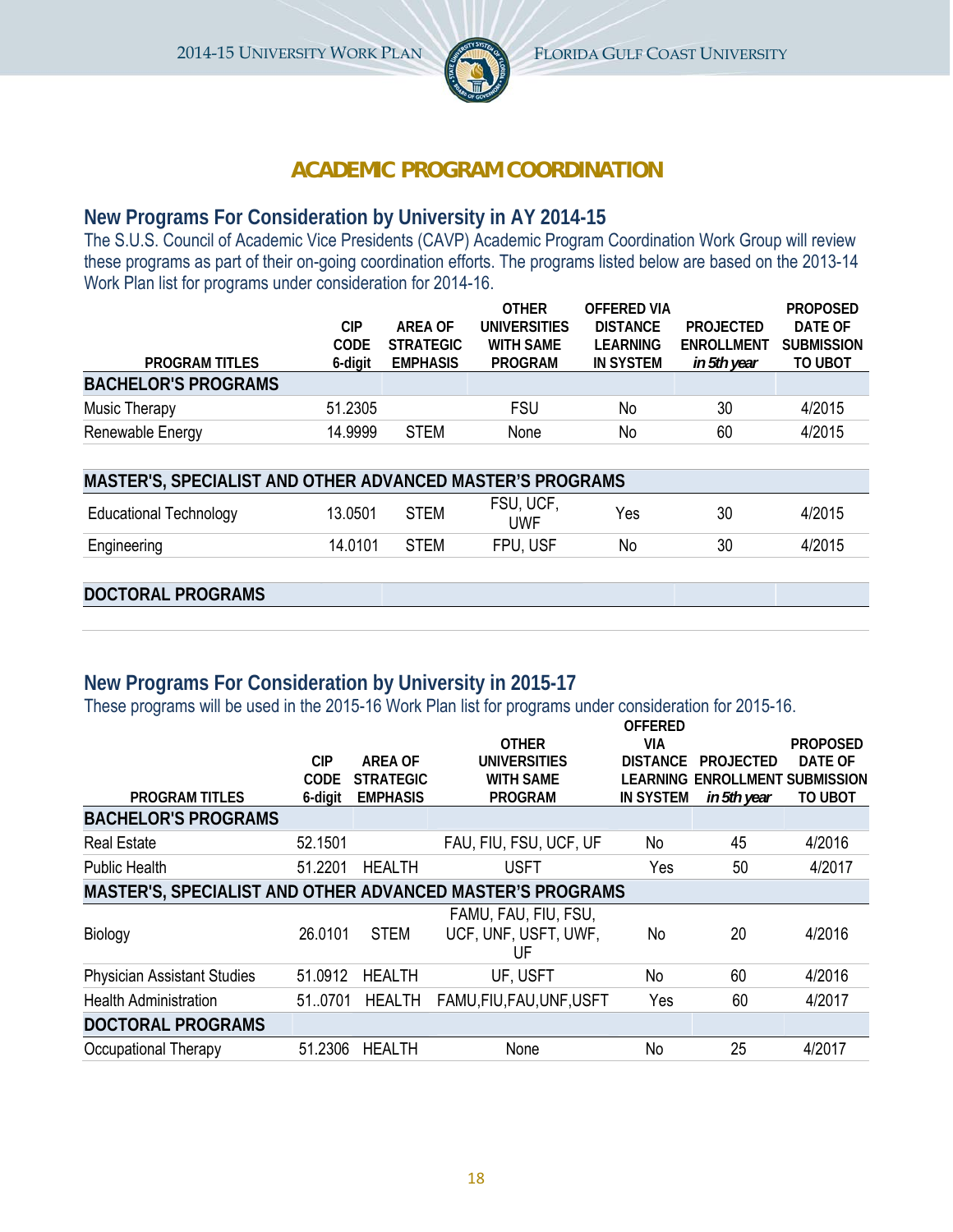## ACADEMIC PROGRAM COORDINATION

### New Programs For Consideration by University in AY 2014-15

The S.U.S. Council of Academic Vice Presidents (CAVP) Academic Program Coordination Work Group will review these programs as part of their on-going coordination efforts. The programs listed below are based on the 2013-14 Work Plan list for programs under consideration for 2014-16.

| PROGRAM TITLES | CIP CODE 6-digit | AREA OF STRATEGIC EMPHASIS | OTHER UNIVERSITIES WITH SAME PROGRAM | OFFERED VIA DISTANCE LEARNING IN SYSTEM | PROJECTED ENROLLMENT *in 5th year* | PROPOSED DATE OF SUBMISSION TO UBOT |
|---|---|---|---|---|---|---|
| **BACHELOR'S PROGRAMS** | | | | | | |
| Music Therapy | 51.2305 | | FSU | No | 30 | 4/2015 |
| Renewable Energy | 14.9999 | STEM | None | No | 60 | 4/2015 |
| **MASTER'S, SPECIALIST AND OTHER ADVANCED MASTER'S PROGRAMS** | | | | | | |
| Educational Technology | 13.0501 | STEM | FSU, UCF, UWF | Yes | 30 | 4/2015 |
| Engineering | 14.0101 | STEM | FPU, USF | No | 30 | 4/2015 |
| **DOCTORAL PROGRAMS** | | | | | | |

### New Programs For Consideration by University in 2015-17

These programs will be used in the 2015-16 Work Plan list for programs under consideration for 2015-16.

| PROGRAM TITLES | CIP CODE 6-digit | AREA OF STRATEGIC EMPHASIS | OTHER UNIVERSITIES WITH SAME PROGRAM | OFFERED VIA DISTANCE LEARNING IN SYSTEM | PROJECTED ENROLLMENT *in 5th year* | PROPOSED DATE OF SUBMISSION TO UBOT |
|---|---|---|---|---|---|---|
| **BACHELOR'S PROGRAMS** | | | | | | |
| Real Estate | 52.1501 | | FAU, FIU, FSU, UCF, UF | No | 45 | 4/2016 |
| Public Health | 51.2201 | HEALTH | USFT | Yes | 50 | 4/2017 |
| **MASTER'S, SPECIALIST AND OTHER ADVANCED MASTER'S PROGRAMS** | | | | | | |
| Biology | 26.0101 | STEM | FAMU, FAU, FIU, FSU, UCF, UNF, USFT, UWF, UF | No | 20 | 4/2016 |
| Physician Assistant Studies | 51.0912 | HEALTH | UF, USFT | No | 60 | 4/2016 |
| Health Administration | 51..0701 | HEALTH | FAMU,FIU,FAU,UNF,USFT | Yes | 60 | 4/2017 |
| **DOCTORAL PROGRAMS** | | | | | | |
| Occupational Therapy | 51.2306 | HEALTH | None | No | 25 | 4/2017 |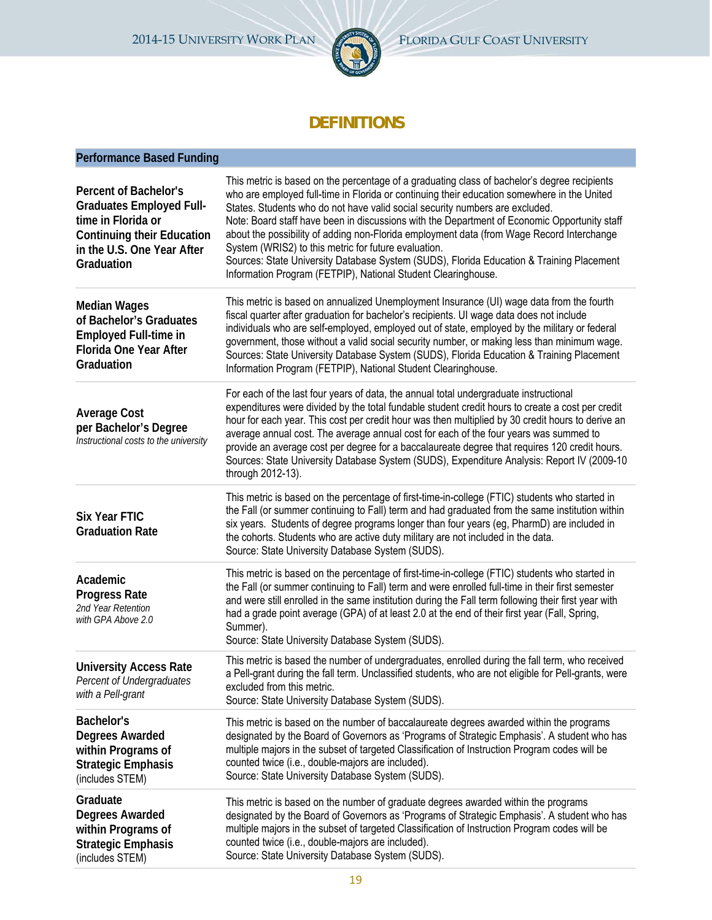# DEFINITIONS

| Performance Based Funding | |
|---|---|
| **Percent of Bachelor's Graduates Employed Full-time in Florida or Continuing their Education in the U.S. One Year After Graduation** | This metric is based on the percentage of a graduating class of bachelor's degree recipients who are employed full-time in Florida or continuing their education somewhere in the United States. Students who do not have valid social security numbers are excluded. Note: Board staff have been in discussions with the Department of Economic Opportunity staff about the possibility of adding non-Florida employment data (from Wage Record Interchange System (WRIS2) to this metric for future evaluation. Sources: State University Database System (SUDS), Florida Education & Training Placement Information Program (FETPIP), National Student Clearinghouse. |
| **Median Wages of Bachelor's Graduates Employed Full-time in Florida One Year After Graduation** | This metric is based on annualized Unemployment Insurance (UI) wage data from the fourth fiscal quarter after graduation for bachelor's recipients. UI wage data does not include individuals who are self-employed, employed out of state, employed by the military or federal government, those without a valid social security number, or making less than minimum wage. Sources: State University Database System (SUDS), Florida Education & Training Placement Information Program (FETPIP), National Student Clearinghouse. |
| **Average Cost per Bachelor's Degree** *Instructional costs to the university* | For each of the last four years of data, the annual total undergraduate instructional expenditures were divided by the total fundable student credit hours to create a cost per credit hour for each year. This cost per credit hour was then multiplied by 30 credit hours to derive an average annual cost. The average annual cost for each of the four years was summed to provide an average cost per degree for a baccalaureate degree that requires 120 credit hours. Sources: State University Database System (SUDS), Expenditure Analysis: Report IV (2009-10 through 2012-13). |
| **Six Year FTIC Graduation Rate** | This metric is based on the percentage of first-time-in-college (FTIC) students who started in the Fall (or summer continuing to Fall) term and had graduated from the same institution within six years. Students of degree programs longer than four years (eg, PharmD) are included in the cohorts. Students who are active duty military are not included in the data. Source: State University Database System (SUDS). |
| **Academic Progress Rate** *2nd Year Retention with GPA Above 2.0* | This metric is based on the percentage of first-time-in-college (FTIC) students who started in the Fall (or summer continuing to Fall) term and were enrolled full-time in their first semester and were still enrolled in the same institution during the Fall term following their first year with had a grade point average (GPA) of at least 2.0 at the end of their first year (Fall, Spring, Summer). Source: State University Database System (SUDS). |
| **University Access Rate** *Percent of Undergraduates with a Pell-grant* | This metric is based the number of undergraduates, enrolled during the fall term, who received a Pell-grant during the fall term. Unclassified students, who are not eligible for Pell-grants, were excluded from this metric. Source: State University Database System (SUDS). |
| **Bachelor's Degrees Awarded within Programs of Strategic Emphasis** (includes STEM) | This metric is based on the number of baccalaureate degrees awarded within the programs designated by the Board of Governors as 'Programs of Strategic Emphasis'. A student who has multiple majors in the subset of targeted Classification of Instruction Program codes will be counted twice (i.e., double-majors are included). Source: State University Database System (SUDS). |
| **Graduate Degrees Awarded within Programs of Strategic Emphasis** (includes STEM) | This metric is based on the number of graduate degrees awarded within the programs designated by the Board of Governors as 'Programs of Strategic Emphasis'. A student who has multiple majors in the subset of targeted Classification of Instruction Program codes will be counted twice (i.e., double-majors are included). Source: State University Database System (SUDS). |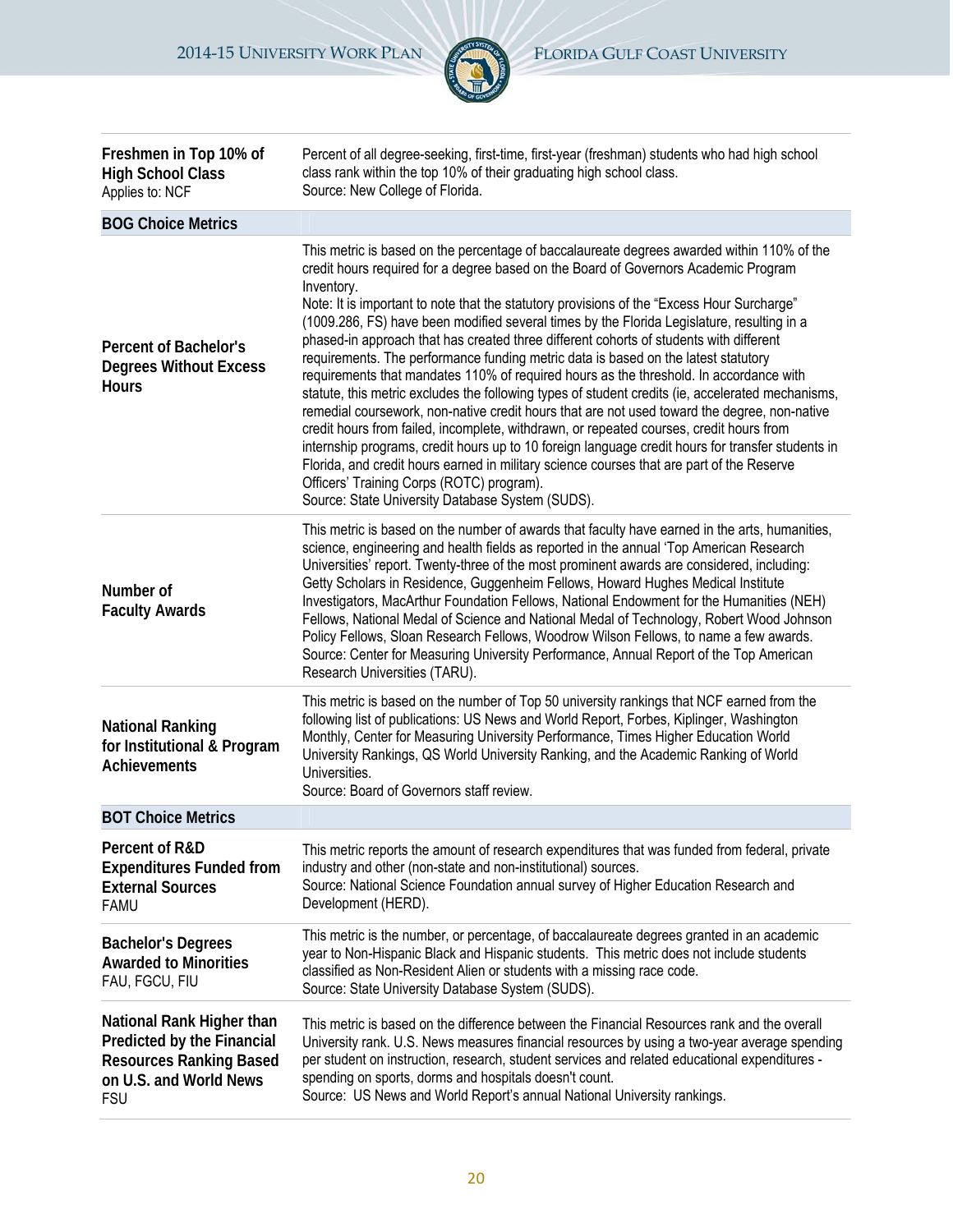| | |
|---|---|
| **Freshmen in Top 10% of High School Class**<br>Applies to: NCF | Percent of all degree-seeking, first-time, first-year (freshman) students who had high school class rank within the top 10% of their graduating high school class.<br>Source: New College of Florida. |
| **BOG Choice Metrics** | |
| **Percent of Bachelor's Degrees Without Excess Hours** | This metric is based on the percentage of baccalaureate degrees awarded within 110% of the credit hours required for a degree based on the Board of Governors Academic Program Inventory.<br>Note: It is important to note that the statutory provisions of the "Excess Hour Surcharge" (1009.286, FS) have been modified several times by the Florida Legislature, resulting in a phased-in approach that has created three different cohorts of students with different requirements. The performance funding metric data is based on the latest statutory requirements that mandates 110% of required hours as the threshold. In accordance with statute, this metric excludes the following types of student credits (ie, accelerated mechanisms, remedial coursework, non-native credit hours that are not used toward the degree, non-native credit hours from failed, incomplete, withdrawn, or repeated courses, credit hours from internship programs, credit hours up to 10 foreign language credit hours for transfer students in Florida, and credit hours earned in military science courses that are part of the Reserve Officers' Training Corps (ROTC) program).<br>Source: State University Database System (SUDS). |
| **Number of Faculty Awards** | This metric is based on the number of awards that faculty have earned in the arts, humanities, science, engineering and health fields as reported in the annual 'Top American Research Universities' report. Twenty-three of the most prominent awards are considered, including: Getty Scholars in Residence, Guggenheim Fellows, Howard Hughes Medical Institute Investigators, MacArthur Foundation Fellows, National Endowment for the Humanities (NEH) Fellows, National Medal of Science and National Medal of Technology, Robert Wood Johnson Policy Fellows, Sloan Research Fellows, Woodrow Wilson Fellows, to name a few awards.<br>Source: Center for Measuring University Performance, Annual Report of the Top American Research Universities (TARU). |
| **National Ranking for Institutional & Program Achievements** | This metric is based on the number of Top 50 university rankings that NCF earned from the following list of publications: US News and World Report, Forbes, Kiplinger, Washington Monthly, Center for Measuring University Performance, Times Higher Education World University Rankings, QS World University Ranking, and the Academic Ranking of World Universities.<br>Source: Board of Governors staff review. |
| **BOT Choice Metrics** | |
| **Percent of R&D Expenditures Funded from External Sources**<br>FAMU | This metric reports the amount of research expenditures that was funded from federal, private industry and other (non-state and non-institutional) sources.<br>Source: National Science Foundation annual survey of Higher Education Research and Development (HERD). |
| **Bachelor's Degrees Awarded to Minorities**<br>FAU, FGCU, FIU | This metric is the number, or percentage, of baccalaureate degrees granted in an academic year to Non-Hispanic Black and Hispanic students. This metric does not include students classified as Non-Resident Alien or students with a missing race code.<br>Source: State University Database System (SUDS). |
| **National Rank Higher than Predicted by the Financial Resources Ranking Based on U.S. and World News**<br>FSU | This metric is based on the difference between the Financial Resources rank and the overall University rank. U.S. News measures financial resources by using a two-year average spending per student on instruction, research, student services and related educational expenditures - spending on sports, dorms and hospitals doesn't count.<br>Source: US News and World Report's annual National University rankings. |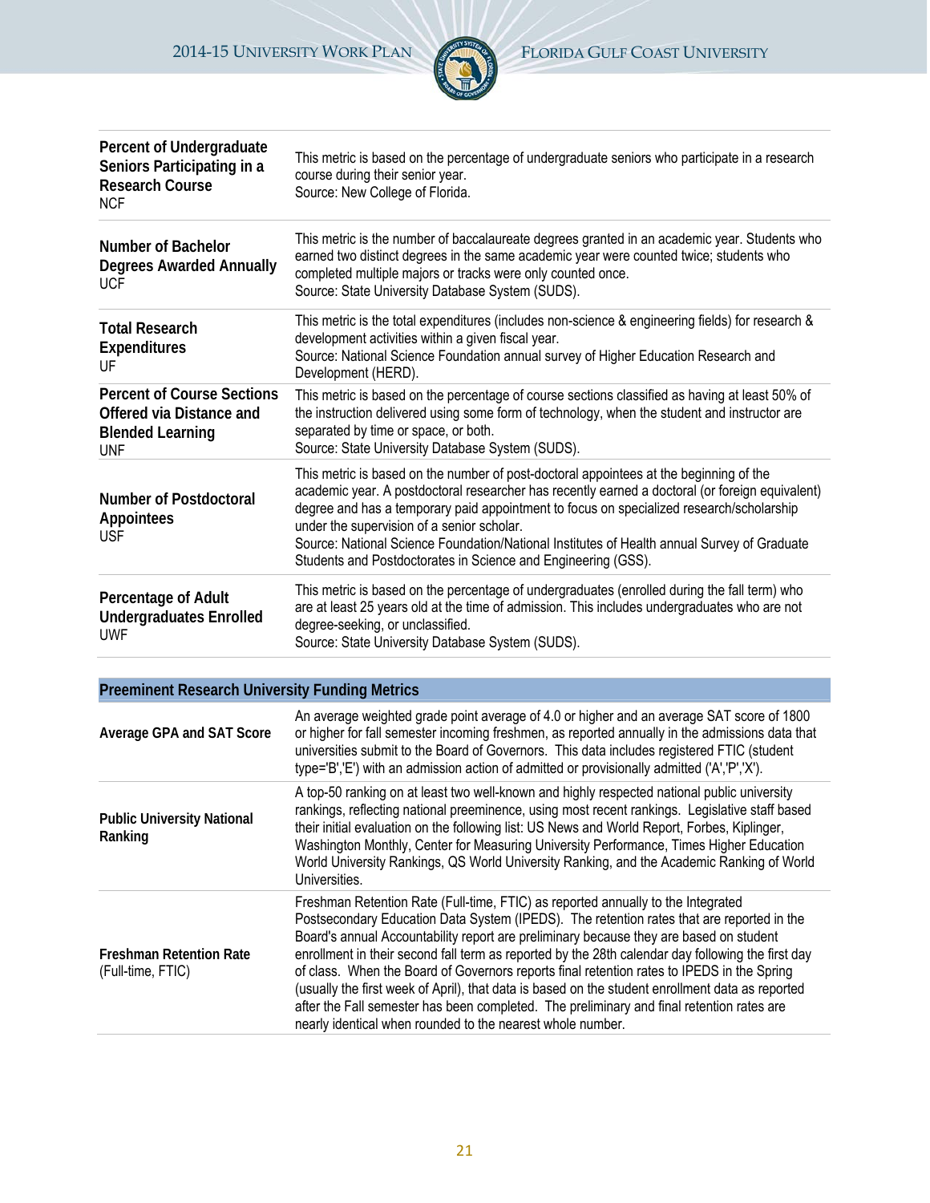| Metric | Description |
| --- | --- |
| **Percent of Undergraduate Seniors Participating in a Research Course** NCF | This metric is based on the percentage of undergraduate seniors who participate in a research course during their senior year. Source: New College of Florida. |
| **Number of Bachelor Degrees Awarded Annually** UCF | This metric is the number of baccalaureate degrees granted in an academic year. Students who earned two distinct degrees in the same academic year were counted twice; students who completed multiple majors or tracks were only counted once. Source: State University Database System (SUDS). |
| **Total Research Expenditures** UF | This metric is the total expenditures (includes non-science & engineering fields) for research & development activities within a given fiscal year. Source: National Science Foundation annual survey of Higher Education Research and Development (HERD). |
| **Percent of Course Sections Offered via Distance and Blended Learning** UNF | This metric is based on the percentage of course sections classified as having at least 50% of the instruction delivered using some form of technology, when the student and instructor are separated by time or space, or both. Source: State University Database System (SUDS). |
| **Number of Postdoctoral Appointees** USF | This metric is based on the number of post-doctoral appointees at the beginning of the academic year. A postdoctoral researcher has recently earned a doctoral (or foreign equivalent) degree and has a temporary paid appointment to focus on specialized research/scholarship under the supervision of a senior scholar. Source: National Science Foundation/National Institutes of Health annual Survey of Graduate Students and Postdoctorates in Science and Engineering (GSS). |
| **Percentage of Adult Undergraduates Enrolled** UWF | This metric is based on the percentage of undergraduates (enrolled during the fall term) who are at least 25 years old at the time of admission. This includes undergraduates who are not degree-seeking, or unclassified. Source: State University Database System (SUDS). |

| Preeminent Research University Funding Metrics | |
| --- | --- |
| **Average GPA and SAT Score** | An average weighted grade point average of 4.0 or higher and an average SAT score of 1800 or higher for fall semester incoming freshmen, as reported annually in the admissions data that universities submit to the Board of Governors. This data includes registered FTIC (student type='B','E') with an admission action of admitted or provisionally admitted ('A','P','X'). |
| **Public University National Ranking** | A top-50 ranking on at least two well-known and highly respected national public university rankings, reflecting national preeminence, using most recent rankings. Legislative staff based their initial evaluation on the following list: US News and World Report, Forbes, Kiplinger, Washington Monthly, Center for Measuring University Performance, Times Higher Education World University Rankings, QS World University Ranking, and the Academic Ranking of World Universities. |
| **Freshman Retention Rate** (Full-time, FTIC) | Freshman Retention Rate (Full-time, FTIC) as reported annually to the Integrated Postsecondary Education Data System (IPEDS). The retention rates that are reported in the Board's annual Accountability report are preliminary because they are based on student enrollment in their second fall term as reported by the 28th calendar day following the first day of class. When the Board of Governors reports final retention rates to IPEDS in the Spring (usually the first week of April), that data is based on the student enrollment data as reported after the Fall semester has been completed. The preliminary and final retention rates are nearly identical when rounded to the nearest whole number. |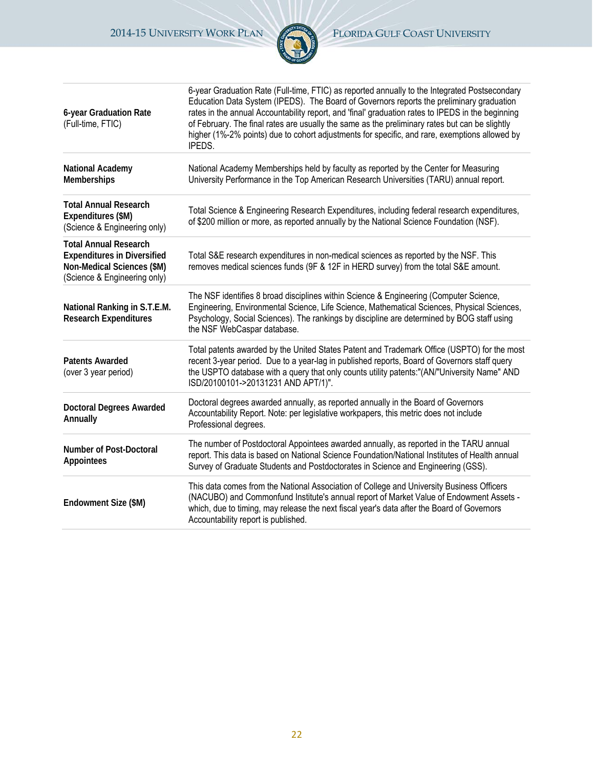| | |
|---|---|
| **6-year Graduation Rate** (Full-time, FTIC) | 6-year Graduation Rate (Full-time, FTIC) as reported annually to the Integrated Postsecondary Education Data System (IPEDS). The Board of Governors reports the preliminary graduation rates in the annual Accountability report, and 'final' graduation rates to IPEDS in the beginning of February. The final rates are usually the same as the preliminary rates but can be slightly higher (1%-2% points) due to cohort adjustments for specific, and rare, exemptions allowed by IPEDS. |
| **National Academy Memberships** | National Academy Memberships held by faculty as reported by the Center for Measuring University Performance in the Top American Research Universities (TARU) annual report. |
| **Total Annual Research Expenditures ($M)** (Science & Engineering only) | Total Science & Engineering Research Expenditures, including federal research expenditures, of $200 million or more, as reported annually by the National Science Foundation (NSF). |
| **Total Annual Research Expenditures in Diversified Non-Medical Sciences ($M)** (Science & Engineering only) | Total S&E research expenditures in non-medical sciences as reported by the NSF. This removes medical sciences funds (9F & 12F in HERD survey) from the total S&E amount. |
| **National Ranking in S.T.E.M. Research Expenditures** | The NSF identifies 8 broad disciplines within Science & Engineering (Computer Science, Engineering, Environmental Science, Life Science, Mathematical Sciences, Physical Sciences, Psychology, Social Sciences). The rankings by discipline are determined by BOG staff using the NSF WebCaspar database. |
| **Patents Awarded** (over 3 year period) | Total patents awarded by the United States Patent and Trademark Office (USPTO) for the most recent 3-year period. Due to a year-lag in published reports, Board of Governors staff query the USPTO database with a query that only counts utility patents:"(AN/"University Name" AND ISD/20100101->20131231 AND APT/1)". |
| **Doctoral Degrees Awarded Annually** | Doctoral degrees awarded annually, as reported annually in the Board of Governors Accountability Report. Note: per legislative workpapers, this metric does not include Professional degrees. |
| **Number of Post-Doctoral Appointees** | The number of Postdoctoral Appointees awarded annually, as reported in the TARU annual report. This data is based on National Science Foundation/National Institutes of Health annual Survey of Graduate Students and Postdoctorates in Science and Engineering (GSS). |
| **Endowment Size ($M)** | This data comes from the National Association of College and University Business Officers (NACUBO) and Commonfund Institute's annual report of Market Value of Endowment Assets - which, due to timing, may release the next fiscal year's data after the Board of Governors Accountability report is published. |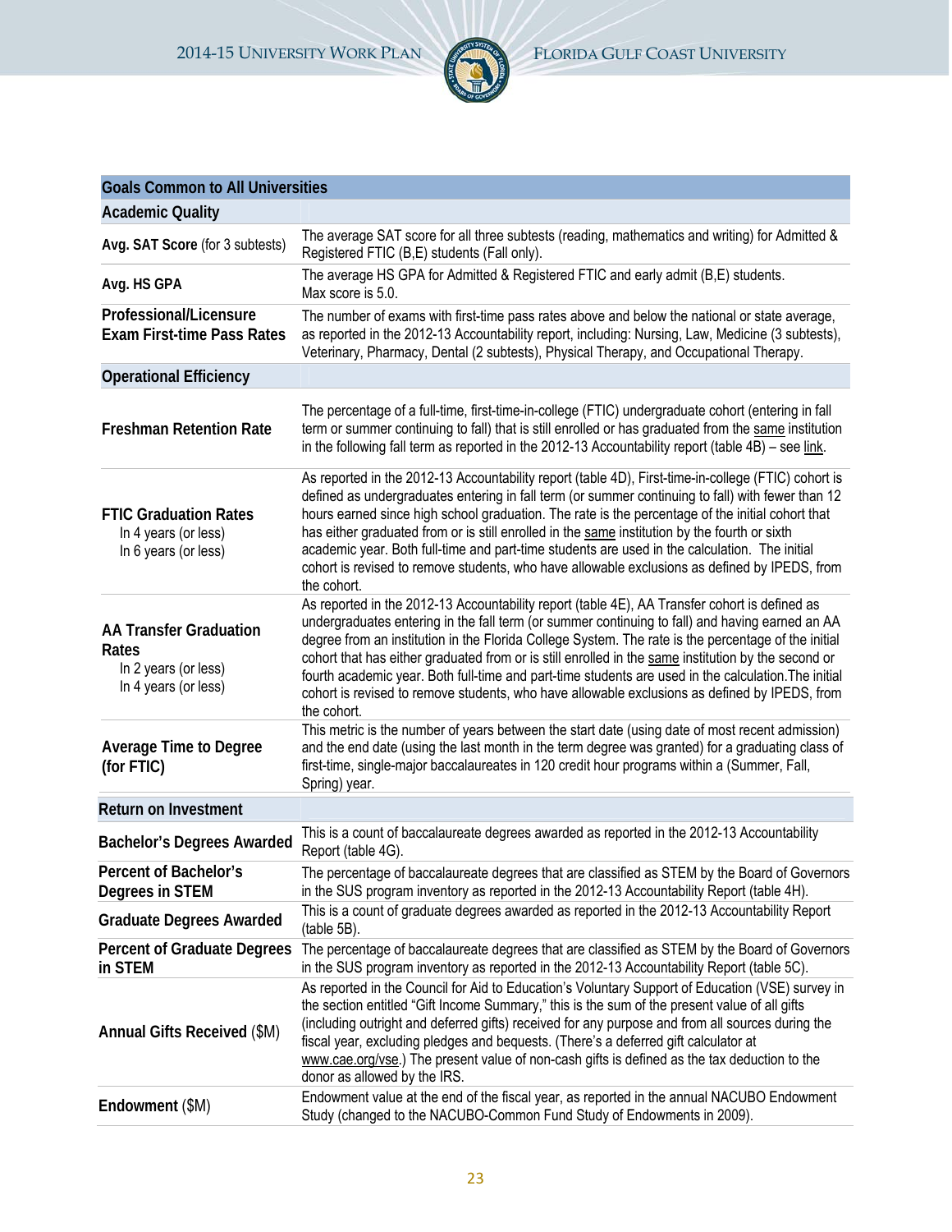| Goals Common to All Universities | |
|---|---|
| **Academic Quality** | |
| **Avg. SAT Score** (for 3 subtests) | The average SAT score for all three subtests (reading, mathematics and writing) for Admitted & Registered FTIC (B,E) students (Fall only). |
| **Avg. HS GPA** | The average HS GPA for Admitted & Registered FTIC and early admit (B,E) students. Max score is 5.0. |
| **Professional/Licensure Exam First-time Pass Rates** | The number of exams with first-time pass rates above and below the national or state average, as reported in the 2012-13 Accountability report, including: Nursing, Law, Medicine (3 subtests), Veterinary, Pharmacy, Dental (2 subtests), Physical Therapy, and Occupational Therapy. |
| **Operational Efficiency** | |
| **Freshman Retention Rate** | The percentage of a full-time, first-time-in-college (FTIC) undergraduate cohort (entering in fall term or summer continuing to fall) that is still enrolled or has graduated from the same institution in the following fall term as reported in the 2012-13 Accountability report (table 4B) – see link. |
| **FTIC Graduation Rates**<br>In 4 years (or less)<br>In 6 years (or less) | As reported in the 2012-13 Accountability report (table 4D), First-time-in-college (FTIC) cohort is defined as undergraduates entering in fall term (or summer continuing to fall) with fewer than 12 hours earned since high school graduation. The rate is the percentage of the initial cohort that has either graduated from or is still enrolled in the same institution by the fourth or sixth academic year. Both full-time and part-time students are used in the calculation. The initial cohort is revised to remove students, who have allowable exclusions as defined by IPEDS, from the cohort. |
| **AA Transfer Graduation Rates**<br>In 2 years (or less)<br>In 4 years (or less) | As reported in the 2012-13 Accountability report (table 4E), AA Transfer cohort is defined as undergraduates entering in the fall term (or summer continuing to fall) and having earned an AA degree from an institution in the Florida College System. The rate is the percentage of the initial cohort that has either graduated from or is still enrolled in the same institution by the second or fourth academic year. Both full-time and part-time students are used in the calculation.The initial cohort is revised to remove students, who have allowable exclusions as defined by IPEDS, from the cohort. |
| **Average Time to Degree (for FTIC)** | This metric is the number of years between the start date (using date of most recent admission) and the end date (using the last month in the term degree was granted) for a graduating class of first-time, single-major baccalaureates in 120 credit hour programs within a (Summer, Fall, Spring) year. |
| **Return on Investment** | |
| **Bachelor's Degrees Awarded** | This is a count of baccalaureate degrees awarded as reported in the 2012-13 Accountability Report (table 4G). |
| **Percent of Bachelor's Degrees in STEM** | The percentage of baccalaureate degrees that are classified as STEM by the Board of Governors in the SUS program inventory as reported in the 2012-13 Accountability Report (table 4H). |
| **Graduate Degrees Awarded** | This is a count of graduate degrees awarded as reported in the 2012-13 Accountability Report (table 5B). |
| **Percent of Graduate Degrees in STEM** | The percentage of baccalaureate degrees that are classified as STEM by the Board of Governors in the SUS program inventory as reported in the 2012-13 Accountability Report (table 5C). |
| **Annual Gifts Received** ($M) | As reported in the Council for Aid to Education's Voluntary Support of Education (VSE) survey in the section entitled "Gift Income Summary," this is the sum of the present value of all gifts (including outright and deferred gifts) received for any purpose and from all sources during the fiscal year, excluding pledges and bequests. (There's a deferred gift calculator at www.cae.org/vse.) The present value of non-cash gifts is defined as the tax deduction to the donor as allowed by the IRS. |
| **Endowment** ($M) | Endowment value at the end of the fiscal year, as reported in the annual NACUBO Endowment Study (changed to the NACUBO-Common Fund Study of Endowments in 2009). |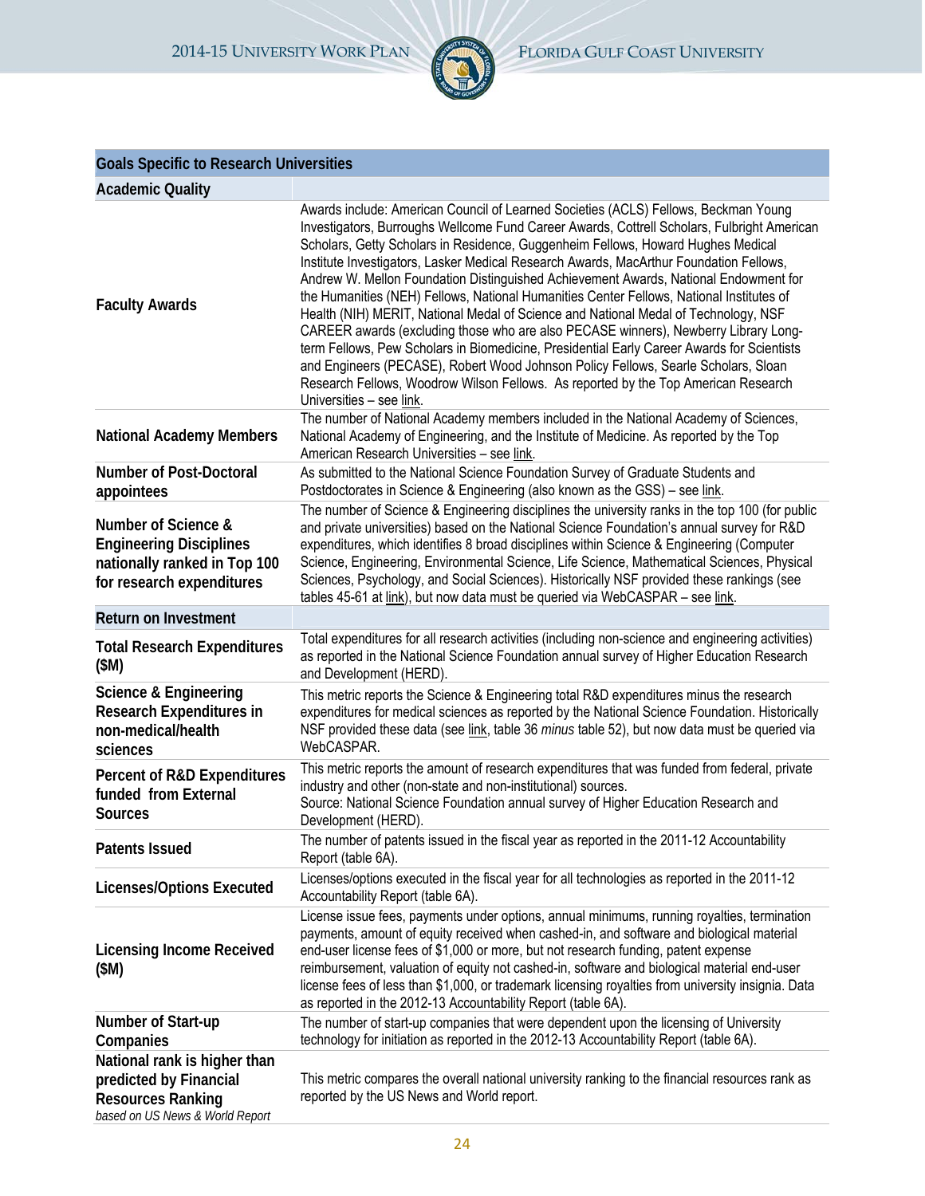| Goals Specific to Research Universities | |
|---|---|
| **Academic Quality** | |
| **Faculty Awards** | Awards include: American Council of Learned Societies (ACLS) Fellows, Beckman Young Investigators, Burroughs Wellcome Fund Career Awards, Cottrell Scholars, Fulbright American Scholars, Getty Scholars in Residence, Guggenheim Fellows, Howard Hughes Medical Institute Investigators, Lasker Medical Research Awards, MacArthur Foundation Fellows, Andrew W. Mellon Foundation Distinguished Achievement Awards, National Endowment for the Humanities (NEH) Fellows, National Humanities Center Fellows, National Institutes of Health (NIH) MERIT, National Medal of Science and National Medal of Technology, NSF CAREER awards (excluding those who are also PECASE winners), Newberry Library Long-term Fellows, Pew Scholars in Biomedicine, Presidential Early Career Awards for Scientists and Engineers (PECASE), Robert Wood Johnson Policy Fellows, Searle Scholars, Sloan Research Fellows, Woodrow Wilson Fellows. As reported by the Top American Research Universities – see link. |
| **National Academy Members** | The number of National Academy members included in the National Academy of Sciences, National Academy of Engineering, and the Institute of Medicine. As reported by the Top American Research Universities – see link. |
| **Number of Post-Doctoral appointees** | As submitted to the National Science Foundation Survey of Graduate Students and Postdoctorates in Science & Engineering (also known as the GSS) – see link. |
| **Number of Science & Engineering Disciplines nationally ranked in Top 100 for research expenditures** | The number of Science & Engineering disciplines the university ranks in the top 100 (for public and private universities) based on the National Science Foundation's annual survey for R&D expenditures, which identifies 8 broad disciplines within Science & Engineering (Computer Science, Engineering, Environmental Science, Life Science, Mathematical Sciences, Physical Sciences, Psychology, and Social Sciences). Historically NSF provided these rankings (see tables 45-61 at link), but now data must be queried via WebCASPAR – see link. |
| **Return on Investment** | |
| **Total Research Expenditures ($M)** | Total expenditures for all research activities (including non-science and engineering activities) as reported in the National Science Foundation annual survey of Higher Education Research and Development (HERD). |
| **Science & Engineering Research Expenditures in non-medical/health sciences** | This metric reports the Science & Engineering total R&D expenditures minus the research expenditures for medical sciences as reported by the National Science Foundation. Historically NSF provided these data (see link, table 36 *minus* table 52), but now data must be queried via WebCASPAR. |
| **Percent of R&D Expenditures funded from External Sources** | This metric reports the amount of research expenditures that was funded from federal, private industry and other (non-state and non-institutional) sources.<br>Source: National Science Foundation annual survey of Higher Education Research and Development (HERD). |
| **Patents Issued** | The number of patents issued in the fiscal year as reported in the 2011-12 Accountability Report (table 6A). |
| **Licenses/Options Executed** | Licenses/options executed in the fiscal year for all technologies as reported in the 2011-12 Accountability Report (table 6A). |
| **Licensing Income Received ($M)** | License issue fees, payments under options, annual minimums, running royalties, termination payments, amount of equity received when cashed-in, and software and biological material end-user license fees of $1,000 or more, but not research funding, patent expense reimbursement, valuation of equity not cashed-in, software and biological material end-user license fees of less than $1,000, or trademark licensing royalties from university insignia. Data as reported in the 2012-13 Accountability Report (table 6A). |
| **Number of Start-up Companies** | The number of start-up companies that were dependent upon the licensing of University technology for initiation as reported in the 2012-13 Accountability Report (table 6A). |
| **National rank is higher than predicted by Financial Resources Ranking** *based on US News & World Report* | This metric compares the overall national university ranking to the financial resources rank as reported by the US News and World report. |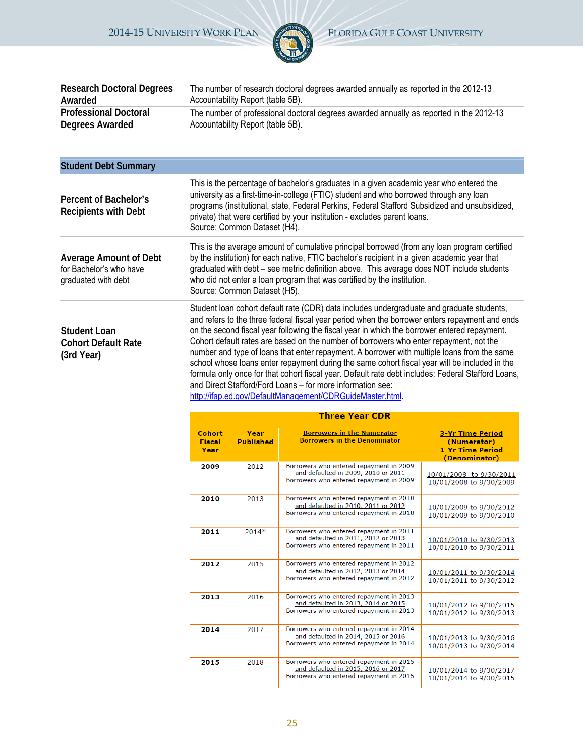| | |
|---|---|
| **Research Doctoral Degrees Awarded** | The number of research doctoral degrees awarded annually as reported in the 2012-13 Accountability Report (table 5B). |
| **Professional Doctoral Degrees Awarded** | The number of professional doctoral degrees awarded annually as reported in the 2012-13 Accountability Report (table 5B). |

## Student Debt Summary

| | |
|---|---|
| **Percent of Bachelor's Recipients with Debt** | This is the percentage of bachelor's graduates in a given academic year who entered the university as a first-time-in-college (FTIC) student and who borrowed through any loan programs (institutional, state, Federal Perkins, Federal Stafford Subsidized and unsubsidized, private) that were certified by your institution - excludes parent loans. Source: Common Dataset (H4). |
| **Average Amount of Debt** for Bachelor's who have graduated with debt | This is the average amount of cumulative principal borrowed (from any loan program certified by the institution) for each native, FTIC bachelor's recipient in a given academic year that graduated with debt – see metric definition above. This average does NOT include students who did not enter a loan program that was certified by the institution. Source: Common Dataset (H5). |
| **Student Loan Cohort Default Rate (3rd Year)** | Student loan cohort default rate (CDR) data includes undergraduate and graduate students, and refers to the three federal fiscal year period when the borrower enters repayment and ends on the second fiscal year following the fiscal year in which the borrower entered repayment. Cohort default rates are based on the number of borrowers who enter repayment, not the number and type of loans that enter repayment. A borrower with multiple loans from the same school whose loans enter repayment during the same cohort fiscal year will be included in the formula only once for that cohort fiscal year. Default rate debt includes: Federal Stafford Loans, and Direct Stafford/Ford Loans – for more information see: http://ifap.ed.gov/DefaultManagement/CDRGuideMaster.html. |

**Three Year CDR**

| Cohort Fiscal Year | Year Published | Borrowers in the Numerator / Borrowers in the Denominator | 3-Yr Time Period (Numerator) / 1-Yr Time Period (Denominator) |
|---|---|---|---|
| **2009** | 2012 | Borrowers who entered repayment in 2009 and defaulted in 2009, 2010 or 2011 / Borrowers who entered repayment in 2009 | 10/01/2008 to 9/30/2011 / 10/01/2008 to 9/30/2009 |
| **2010** | 2013 | Borrowers who entered repayment in 2010 and defaulted in 2010, 2011 or 2012 / Borrowers who entered repayment in 2010 | 10/01/2009 to 9/30/2012 / 10/01/2009 to 9/30/2010 |
| **2011** | 2014* | Borrowers who entered repayment in 2011 and defaulted in 2011, 2012 or 2013 / Borrowers who entered repayment in 2011 | 10/01/2010 to 9/30/2013 / 10/01/2010 to 9/30/2011 |
| **2012** | 2015 | Borrowers who entered repayment in 2012 and defaulted in 2012, 2013 or 2014 / Borrowers who entered repayment in 2012 | 10/01/2011 to 9/30/2014 / 10/01/2011 to 9/30/2012 |
| **2013** | 2016 | Borrowers who entered repayment in 2013 and defaulted in 2013, 2014 or 2015 / Borrowers who entered repayment in 2013 | 10/01/2012 to 9/30/2015 / 10/01/2012 to 9/30/2013 |
| **2014** | 2017 | Borrowers who entered repayment in 2014 and defaulted in 2014, 2015 or 2016 / Borrowers who entered repayment in 2014 | 10/01/2013 to 9/30/2016 / 10/01/2013 to 9/30/2014 |
| **2015** | 2018 | Borrowers who entered repayment in 2015 and defaulted in 2015, 2016 or 2017 / Borrowers who entered repayment in 2015 | 10/01/2014 to 9/30/2017 / 10/01/2014 to 9/30/2015 |